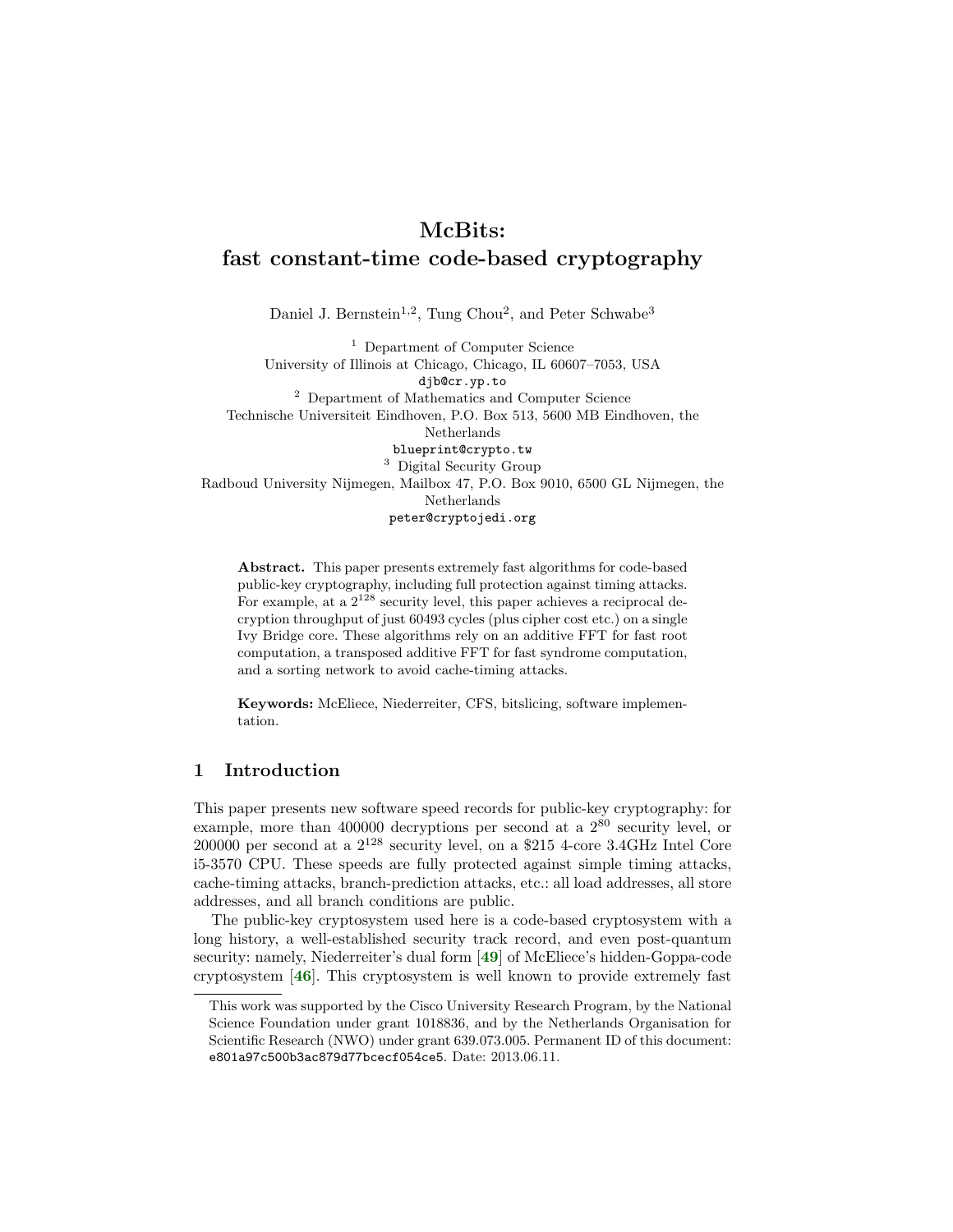# McBits: fast constant-time code-based cryptography

Daniel J. Bernstein[1,2], Tung Chou[2], and Peter Schwabe[3]

[1] Department of Computer Science
University of Illinois at Chicago, Chicago, IL 60607–7053, USA
djb@cr.yp.to

[2] Department of Mathematics and Computer Science
Technische Universiteit Eindhoven, P.O. Box 513, 5600 MB Eindhoven, the Netherlands
blueprint@crypto.tw

[3] Digital Security Group
Radboud University Nijmegen, Mailbox 47, P.O. Box 9010, 6500 GL Nijmegen, the Netherlands
peter@cryptojedi.org

**Abstract.** This paper presents extremely fast algorithms for code-based public-key cryptography, including full protection against timing attacks. For example, at a $2^{128}$ security level, this paper achieves a reciprocal decryption throughput of just 60493 cycles (plus cipher cost etc.) on a single Ivy Bridge core. These algorithms rely on an additive FFT for fast root computation, a transposed additive FFT for fast syndrome computation, and a sorting network to avoid cache-timing attacks.

**Keywords:** McEliece, Niederreiter, CFS, bitslicing, software implementation.

## 1 Introduction

This paper presents new software speed records for public-key cryptography: for example, more than 400000 decryptions per second at a $2^{80}$ security level, or 200000 per second at a $2^{128}$ security level, on a $215 4-core 3.4GHz Intel Core i5-3570 CPU. These speeds are fully protected against simple timing attacks, cache-timing attacks, branch-prediction attacks, etc.: all load addresses, all store addresses, and all branch conditions are public.

The public-key cryptosystem used here is a code-based cryptosystem with a long history, a well-established security track record, and even post-quantum security: namely, Niederreiter's dual form [49] of McEliece's hidden-Goppa-code cryptosystem [46]. This cryptosystem is well known to provide extremely fast

This work was supported by the Cisco University Research Program, by the National Science Foundation under grant 1018836, and by the Netherlands Organisation for Scientific Research (NWO) under grant 639.073.005. Permanent ID of this document: e801a97c500b3ac879d77bcecf054ce5. Date: 2013.06.11.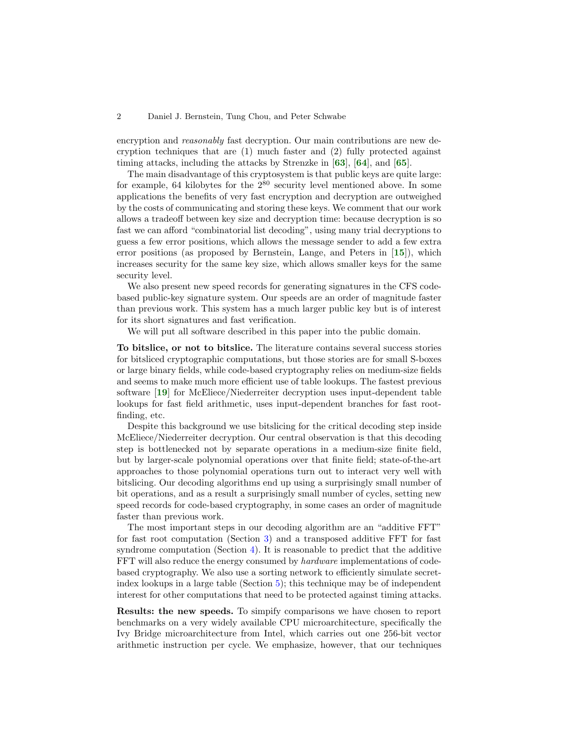encryption and *reasonably* fast decryption. Our main contributions are new decryption techniques that are (1) much faster and (2) fully protected against timing attacks, including the attacks by Strenzke in [**63**], [**64**], and [**65**].

The main disadvantage of this cryptosystem is that public keys are quite large: for example, 64 kilobytes for the $2^{80}$ security level mentioned above. In some applications the benefits of very fast encryption and decryption are outweighed by the costs of communicating and storing these keys. We comment that our work allows a tradeoff between key size and decryption time: because decryption is so fast we can afford "combinatorial list decoding", using many trial decryptions to guess a few error positions, which allows the message sender to add a few extra error positions (as proposed by Bernstein, Lange, and Peters in [**15**]), which increases security for the same key size, which allows smaller keys for the same security level.

We also present new speed records for generating signatures in the CFS code-based public-key signature system. Our speeds are an order of magnitude faster than previous work. This system has a much larger public key but is of interest for its short signatures and fast verification.

We will put all software described in this paper into the public domain.

**To bitslice, or not to bitslice.** The literature contains several success stories for bitsliced cryptographic computations, but those stories are for small S-boxes or large binary fields, while code-based cryptography relies on medium-size fields and seems to make much more efficient use of table lookups. The fastest previous software [**19**] for McEliece/Niederreiter decryption uses input-dependent table lookups for fast field arithmetic, uses input-dependent branches for fast root-finding, etc.

Despite this background we use bitslicing for the critical decoding step inside McEliece/Niederreiter decryption. Our central observation is that this decoding step is bottlenecked not by separate operations in a medium-size finite field, but by larger-scale polynomial operations over that finite field; state-of-the-art approaches to those polynomial operations turn out to interact very well with bitslicing. Our decoding algorithms end up using a surprisingly small number of bit operations, and as a result a surprisingly small number of cycles, setting new speed records for code-based cryptography, in some cases an order of magnitude faster than previous work.

The most important steps in our decoding algorithm are an "additive FFT" for fast root computation (Section 3) and a transposed additive FFT for fast syndrome computation (Section 4). It is reasonable to predict that the additive FFT will also reduce the energy consumed by *hardware* implementations of code-based cryptography. We also use a sorting network to efficiently simulate secret-index lookups in a large table (Section 5); this technique may be of independent interest for other computations that need to be protected against timing attacks.

**Results: the new speeds.** To simpify comparisons we have chosen to report benchmarks on a very widely available CPU microarchitecture, specifically the Ivy Bridge microarchitecture from Intel, which carries out one 256-bit vector arithmetic instruction per cycle. We emphasize, however, that our techniques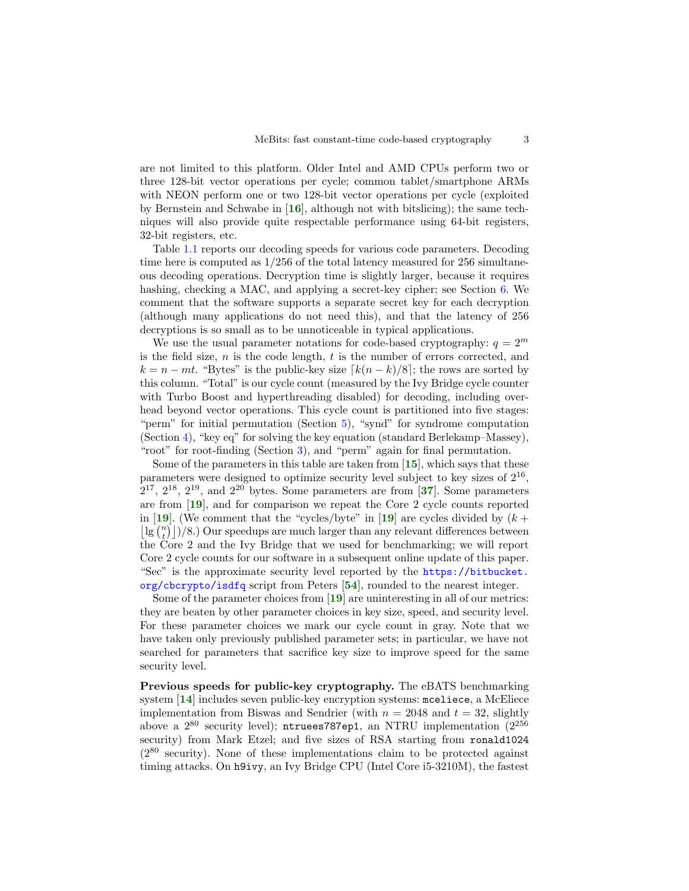are not limited to this platform. Older Intel and AMD CPUs perform two or three 128-bit vector operations per cycle; common tablet/smartphone ARMs with NEON perform one or two 128-bit vector operations per cycle (exploited by Bernstein and Schwabe in [**16**], although not with bitslicing); the same techniques will also provide quite respectable performance using 64-bit registers, 32-bit registers, etc.

Table 1.1 reports our decoding speeds for various code parameters. Decoding time here is computed as 1/256 of the total latency measured for 256 simultaneous decoding operations. Decryption time is slightly larger, because it requires hashing, checking a MAC, and applying a secret-key cipher; see Section 6. We comment that the software supports a separate secret key for each decryption (although many applications do not need this), and that the latency of 256 decryptions is so small as to be unnoticeable in typical applications.

We use the usual parameter notations for code-based cryptography: $q = 2^m$ is the field size, $n$ is the code length, $t$ is the number of errors corrected, and $k = n - mt$. "Bytes" is the public-key size $\lceil k(n-k)/8 \rceil$; the rows are sorted by this column. "Total" is our cycle count (measured by the Ivy Bridge cycle counter with Turbo Boost and hyperthreading disabled) for decoding, including overhead beyond vector operations. This cycle count is partitioned into five stages: "perm" for initial permutation (Section 5), "synd" for syndrome computation (Section 4), "key eq" for solving the key equation (standard Berlekamp–Massey), "root" for root-finding (Section 3), and "perm" again for final permutation.

Some of the parameters in this table are taken from [**15**], which says that these parameters were designed to optimize security level subject to key sizes of $2^{16}$, $2^{17}$, $2^{18}$, $2^{19}$, and $2^{20}$ bytes. Some parameters are from [**37**]. Some parameters are from [**19**], and for comparison we repeat the Core 2 cycle counts reported in [**19**]. (We comment that the "cycles/byte" in [**19**] are cycles divided by $(k + \lfloor \lg \binom{n}{t} \rfloor)/8$.) Our speedups are much larger than any relevant differences between the Core 2 and the Ivy Bridge that we used for benchmarking; we will report Core 2 cycle counts for our software in a subsequent online update of this paper. "Sec" is the approximate security level reported by the https://bitbucket.org/cbcrypto/isdfq script from Peters [**54**], rounded to the nearest integer.

Some of the parameter choices from [**19**] are uninteresting in all of our metrics: they are beaten by other parameter choices in key size, speed, and security level. For these parameter choices we mark our cycle count in gray. Note that we have taken only previously published parameter sets; in particular, we have not searched for parameters that sacrifice key size to improve speed for the same security level.

**Previous speeds for public-key cryptography.** The eBATS benchmarking system [**14**] includes seven public-key encryption systems: `mceliece`, a McEliece implementation from Biswas and Sendrier (with $n = 2048$ and $t = 32$, slightly above a $2^{80}$ security level); `ntruees787ep1`, an NTRU implementation ($2^{256}$ security) from Mark Etzel; and five sizes of RSA starting from `ronald1024` ($2^{80}$ security). None of these implementations claim to be protected against timing attacks. On `h9ivy`, an Ivy Bridge CPU (Intel Core i5-3210M), the fastest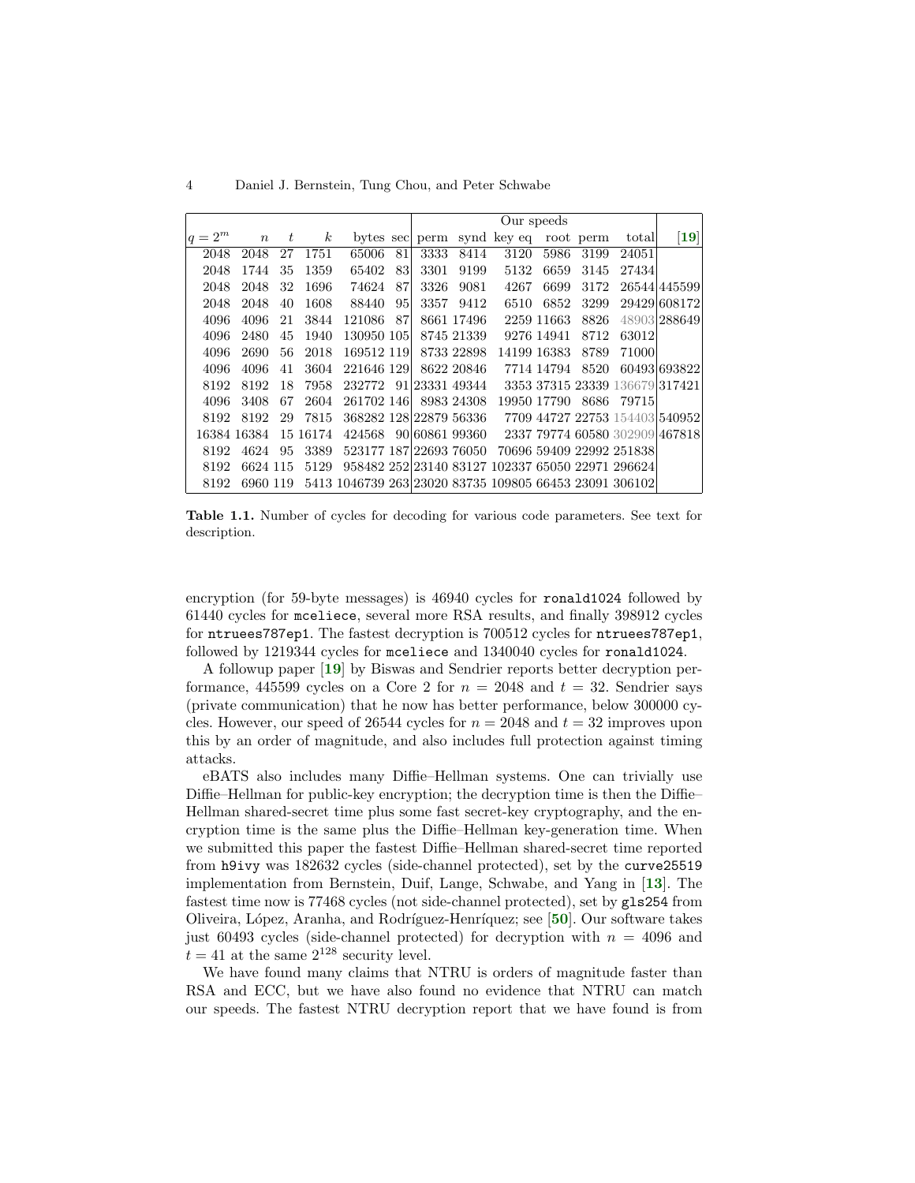| | | | | | | Our speeds | | | | | | |
|---|---|---|---|---|---|---|---|---|---|---|---|---|
| $q = 2^m$ | $n$ | $t$ | $k$ | bytes | sec | perm | synd | key eq | root | perm | total | [19] |
| 2048 | 2048 | 27 | 1751 | 65006 | 81 | 3333 | 8414 | 3120 | 5986 | 3199 | 24051 | |
| 2048 | 1744 | 35 | 1359 | 65402 | 83 | 3301 | 9199 | 5132 | 6659 | 3145 | 27434 | |
| 2048 | 2048 | 32 | 1696 | 74624 | 87 | 3326 | 9081 | 4267 | 6699 | 3172 | 26544 | 445599 |
| 2048 | 2048 | 40 | 1608 | 88440 | 95 | 3357 | 9412 | 6510 | 6852 | 3299 | 29429 | 608172 |
| 4096 | 4096 | 21 | 3844 | 121086 | 87 | 8661 | 17496 | 2259 | 11663 | 8826 | 48903 | 288649 |
| 4096 | 2480 | 45 | 1940 | 130950 | 105 | 8745 | 21339 | 9276 | 14941 | 8712 | 63012 | |
| 4096 | 2690 | 56 | 2018 | 169512 | 119 | 8733 | 22898 | 14199 | 16383 | 8789 | 71000 | |
| 4096 | 4096 | 41 | 3604 | 221646 | 129 | 8622 | 20846 | 7714 | 14794 | 8520 | 60493 | 693822 |
| 8192 | 8192 | 18 | 7958 | 232772 | 91 | 23331 | 49344 | 3353 | 37315 | 23339 | 136679 | 317421 |
| 4096 | 3408 | 67 | 2604 | 261702 | 146 | 8983 | 24308 | 19950 | 17790 | 8686 | 79715 | |
| 8192 | 8192 | 29 | 7815 | 368282 | 128 | 22879 | 56336 | 7709 | 44727 | 22753 | 154403 | 540952 |
| 16384 | 16384 | 15 | 16174 | 424568 | 90 | 60861 | 99360 | 2337 | 79774 | 60580 | 302909 | 467818 |
| 8192 | 4624 | 95 | 3389 | 523177 | 187 | 22693 | 76050 | 70696 | 59409 | 22992 | 251838 | |
| 8192 | 6624 | 115 | 5129 | 958482 | 252 | 23140 | 83127 | 102337 | 65050 | 22971 | 296624 | |
| 8192 | 6960 | 119 | 5413 | 1046739 | 263 | 23020 | 83735 | 109805 | 66453 | 23091 | 306102 | |

**Table 1.1.** Number of cycles for decoding for various code parameters. See text for description.

encryption (for 59-byte messages) is 46940 cycles for `ronald1024` followed by 61440 cycles for `mceliece`, several more RSA results, and finally 398912 cycles for `ntruees787ep1`. The fastest decryption is 700512 cycles for `ntruees787ep1`, followed by 1219344 cycles for `mceliece` and 1340040 cycles for `ronald1024`.

A followup paper [19] by Biswas and Sendrier reports better decryption performance, 445599 cycles on a Core 2 for $n = 2048$ and $t = 32$. Sendrier says (private communication) that he now has better performance, below 300000 cycles. However, our speed of 26544 cycles for $n = 2048$ and $t = 32$ improves upon this by an order of magnitude, and also includes full protection against timing attacks.

eBATS also includes many Diffie–Hellman systems. One can trivially use Diffie–Hellman for public-key encryption; the decryption time is then the Diffie–Hellman shared-secret time plus some fast secret-key cryptography, and the encryption time is the same plus the Diffie–Hellman key-generation time. When we submitted this paper the fastest Diffie–Hellman shared-secret time reported from `h9ivy` was 182632 cycles (side-channel protected), set by the `curve25519` implementation from Bernstein, Duif, Lange, Schwabe, and Yang in [13]. The fastest time now is 77468 cycles (not side-channel protected), set by `gls254` from Oliveira, López, Aranha, and Rodríguez-Henríquez; see [50]. Our software takes just 60493 cycles (side-channel protected) for decryption with $n = 4096$ and $t = 41$ at the same $2^{128}$ security level.

We have found many claims that NTRU is orders of magnitude faster than RSA and ECC, but we have also found no evidence that NTRU can match our speeds. The fastest NTRU decryption report that we have found is from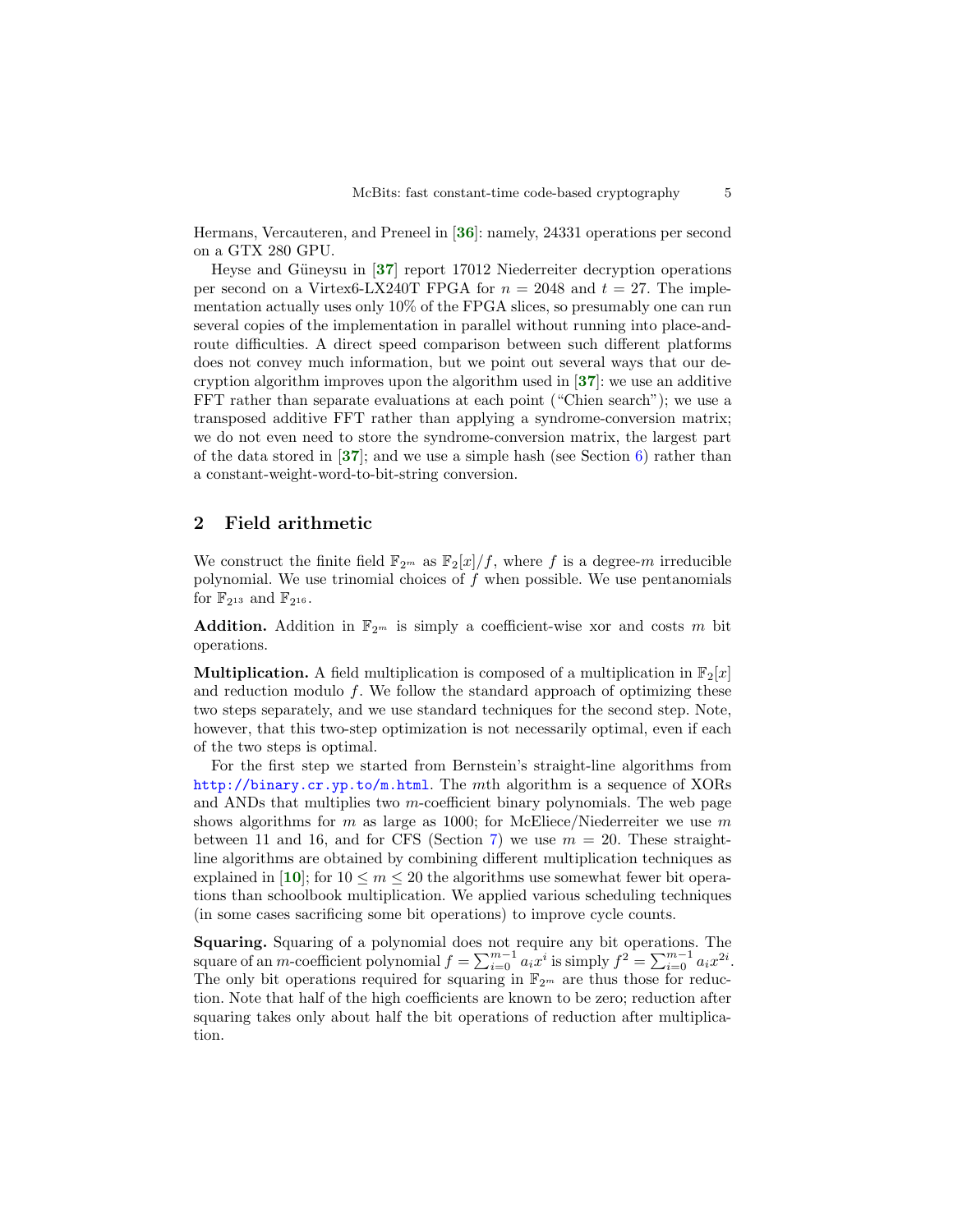Hermans, Vercauteren, and Preneel in [36]: namely, 24331 operations per second on a GTX 280 GPU.

Heyse and Güneysu in [37] report 17012 Niederreiter decryption operations per second on a Virtex6-LX240T FPGA for $n = 2048$ and $t = 27$. The implementation actually uses only 10% of the FPGA slices, so presumably one can run several copies of the implementation in parallel without running into place-and-route difficulties. A direct speed comparison between such different platforms does not convey much information, but we point out several ways that our decryption algorithm improves upon the algorithm used in [37]: we use an additive FFT rather than separate evaluations at each point ("Chien search"); we use a transposed additive FFT rather than applying a syndrome-conversion matrix; we do not even need to store the syndrome-conversion matrix, the largest part of the data stored in [37]; and we use a simple hash (see Section 6) rather than a constant-weight-word-to-bit-string conversion.

## 2 Field arithmetic

We construct the finite field $\mathbb{F}_{2^m}$ as $\mathbb{F}_2[x]/f$, where $f$ is a degree-$m$ irreducible polynomial. We use trinomial choices of $f$ when possible. We use pentanomials for $\mathbb{F}_{2^{13}}$ and $\mathbb{F}_{2^{16}}$.

**Addition.** Addition in $\mathbb{F}_{2^m}$ is simply a coefficient-wise xor and costs $m$ bit operations.

**Multiplication.** A field multiplication is composed of a multiplication in $\mathbb{F}_2[x]$ and reduction modulo $f$. We follow the standard approach of optimizing these two steps separately, and we use standard techniques for the second step. Note, however, that this two-step optimization is not necessarily optimal, even if each of the two steps is optimal.

For the first step we started from Bernstein's straight-line algorithms from http://binary.cr.yp.to/m.html. The $m$th algorithm is a sequence of XORs and ANDs that multiplies two $m$-coefficient binary polynomials. The web page shows algorithms for $m$ as large as 1000; for McEliece/Niederreiter we use $m$ between 11 and 16, and for CFS (Section 7) we use $m = 20$. These straight-line algorithms are obtained by combining different multiplication techniques as explained in [10]; for $10 \leq m \leq 20$ the algorithms use somewhat fewer bit operations than schoolbook multiplication. We applied various scheduling techniques (in some cases sacrificing some bit operations) to improve cycle counts.

**Squaring.** Squaring of a polynomial does not require any bit operations. The square of an $m$-coefficient polynomial $f = \sum_{i=0}^{m-1} a_i x^i$ is simply $f^2 = \sum_{i=0}^{m-1} a_i x^{2i}$. The only bit operations required for squaring in $\mathbb{F}_{2^m}$ are thus those for reduction. Note that half of the high coefficients are known to be zero; reduction after squaring takes only about half the bit operations of reduction after multiplication.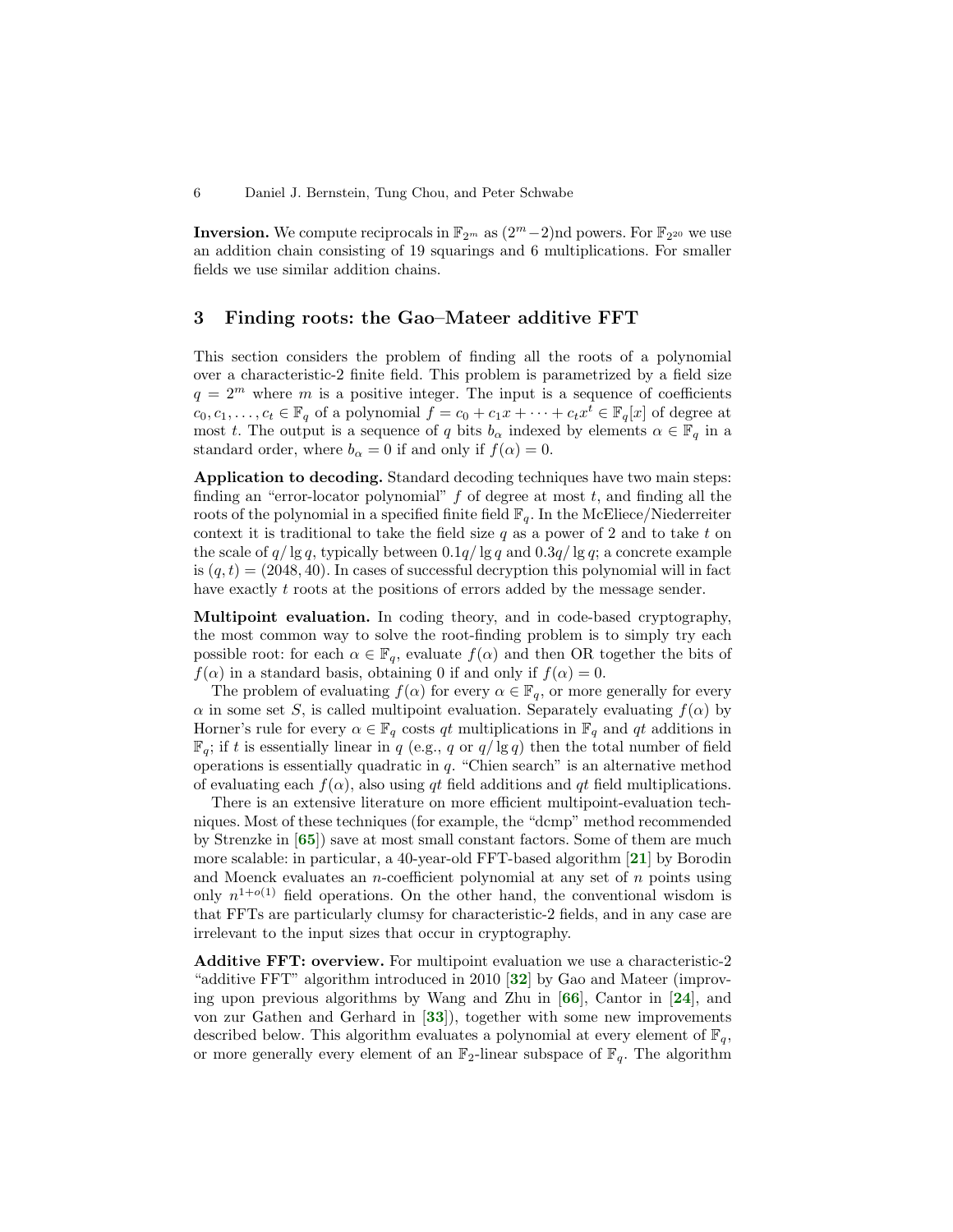**Inversion.** We compute reciprocals in $\mathbb{F}_{2^m}$ as $(2^m-2)$nd powers. For $\mathbb{F}_{2^{20}}$ we use an addition chain consisting of 19 squarings and 6 multiplications. For smaller fields we use similar addition chains.

## 3 Finding roots: the Gao–Mateer additive FFT

This section considers the problem of finding all the roots of a polynomial over a characteristic-2 finite field. This problem is parametrized by a field size $q = 2^m$ where $m$ is a positive integer. The input is a sequence of coefficients $c_0, c_1, \ldots, c_t \in \mathbb{F}_q$ of a polynomial $f = c_0 + c_1 x + \cdots + c_t x^t \in \mathbb{F}_q[x]$ of degree at most $t$. The output is a sequence of $q$ bits $b_\alpha$ indexed by elements $\alpha \in \mathbb{F}_q$ in a standard order, where $b_\alpha = 0$ if and only if $f(\alpha) = 0$.

**Application to decoding.** Standard decoding techniques have two main steps: finding an "error-locator polynomial" $f$ of degree at most $t$, and finding all the roots of the polynomial in a specified finite field $\mathbb{F}_q$. In the McEliece/Niederreiter context it is traditional to take the field size $q$ as a power of 2 and to take $t$ on the scale of $q/\lg q$, typically between $0.1q/\lg q$ and $0.3q/\lg q$; a concrete example is $(q,t) = (2048, 40)$. In cases of successful decryption this polynomial will in fact have exactly $t$ roots at the positions of errors added by the message sender.

**Multipoint evaluation.** In coding theory, and in code-based cryptography, the most common way to solve the root-finding problem is to simply try each possible root: for each $\alpha \in \mathbb{F}_q$, evaluate $f(\alpha)$ and then OR together the bits of $f(\alpha)$ in a standard basis, obtaining 0 if and only if $f(\alpha) = 0$.

The problem of evaluating $f(\alpha)$ for every $\alpha \in \mathbb{F}_q$, or more generally for every $\alpha$ in some set $S$, is called multipoint evaluation. Separately evaluating $f(\alpha)$ by Horner's rule for every $\alpha \in \mathbb{F}_q$ costs $qt$ multiplications in $\mathbb{F}_q$ and $qt$ additions in $\mathbb{F}_q$; if $t$ is essentially linear in $q$ (e.g., $q$ or $q/\lg q$) then the total number of field operations is essentially quadratic in $q$. "Chien search" is an alternative method of evaluating each $f(\alpha)$, also using $qt$ field additions and $qt$ field multiplications.

There is an extensive literature on more efficient multipoint-evaluation techniques. Most of these techniques (for example, the "dcmp" method recommended by Strenzke in [65]) save at most small constant factors. Some of them are much more scalable: in particular, a 40-year-old FFT-based algorithm [21] by Borodin and Moenck evaluates an $n$-coefficient polynomial at any set of $n$ points using only $n^{1+o(1)}$ field operations. On the other hand, the conventional wisdom is that FFTs are particularly clumsy for characteristic-2 fields, and in any case are irrelevant to the input sizes that occur in cryptography.

**Additive FFT: overview.** For multipoint evaluation we use a characteristic-2 "additive FFT" algorithm introduced in 2010 [32] by Gao and Mateer (improving upon previous algorithms by Wang and Zhu in [66], Cantor in [24], and von zur Gathen and Gerhard in [33]), together with some new improvements described below. This algorithm evaluates a polynomial at every element of $\mathbb{F}_q$, or more generally every element of an $\mathbb{F}_2$-linear subspace of $\mathbb{F}_q$. The algorithm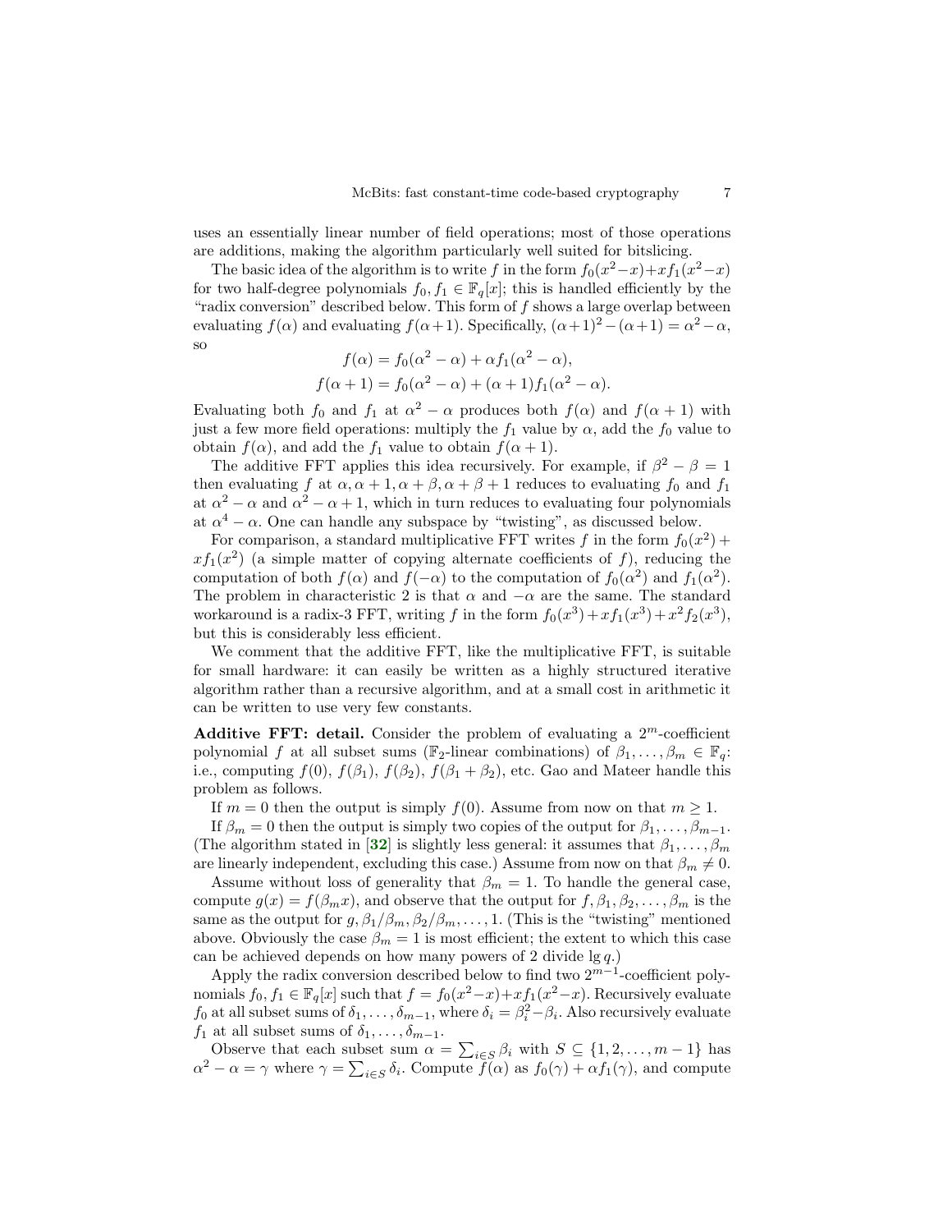uses an essentially linear number of field operations; most of those operations are additions, making the algorithm particularly well suited for bitslicing.

The basic idea of the algorithm is to write $f$ in the form $f_0(x^2-x)+xf_1(x^2-x)$ for two half-degree polynomials $f_0, f_1 \in \mathbb{F}_q[x]$; this is handled efficiently by the "radix conversion" described below. This form of $f$ shows a large overlap between evaluating $f(\alpha)$ and evaluating $f(\alpha+1)$. Specifically, $(\alpha+1)^2-(\alpha+1) = \alpha^2-\alpha$, so

$$f(\alpha) = f_0(\alpha^2 - \alpha) + \alpha f_1(\alpha^2 - \alpha),$$
$$f(\alpha + 1) = f_0(\alpha^2 - \alpha) + (\alpha + 1) f_1(\alpha^2 - \alpha).$$

Evaluating both $f_0$ and $f_1$ at $\alpha^2 - \alpha$ produces both $f(\alpha)$ and $f(\alpha + 1)$ with just a few more field operations: multiply the $f_1$ value by $\alpha$, add the $f_0$ value to obtain $f(\alpha)$, and add the $f_1$ value to obtain $f(\alpha + 1)$.

The additive FFT applies this idea recursively. For example, if $\beta^2 - \beta = 1$ then evaluating $f$ at $\alpha, \alpha+1, \alpha+\beta, \alpha+\beta+1$ reduces to evaluating $f_0$ and $f_1$ at $\alpha^2 - \alpha$ and $\alpha^2 - \alpha + 1$, which in turn reduces to evaluating four polynomials at $\alpha^4 - \alpha$. One can handle any subspace by "twisting", as discussed below.

For comparison, a standard multiplicative FFT writes $f$ in the form $f_0(x^2) + xf_1(x^2)$ (a simple matter of copying alternate coefficients of $f$), reducing the computation of both $f(\alpha)$ and $f(-\alpha)$ to the computation of $f_0(\alpha^2)$ and $f_1(\alpha^2)$. The problem in characteristic 2 is that $\alpha$ and $-\alpha$ are the same. The standard workaround is a radix-3 FFT, writing $f$ in the form $f_0(x^3)+xf_1(x^3)+x^2f_2(x^3)$, but this is considerably less efficient.

We comment that the additive FFT, like the multiplicative FFT, is suitable for small hardware: it can easily be written as a highly structured iterative algorithm rather than a recursive algorithm, and at a small cost in arithmetic it can be written to use very few constants.

**Additive FFT: detail.** Consider the problem of evaluating a $2^m$-coefficient polynomial $f$ at all subset sums ($\mathbb{F}_2$-linear combinations) of $\beta_1, \ldots, \beta_m \in \mathbb{F}_q$: i.e., computing $f(0)$, $f(\beta_1)$, $f(\beta_2)$, $f(\beta_1 + \beta_2)$, etc. Gao and Mateer handle this problem as follows.

If $m = 0$ then the output is simply $f(0)$. Assume from now on that $m \geq 1$.

If $\beta_m = 0$ then the output is simply two copies of the output for $\beta_1, \ldots, \beta_{m-1}$. (The algorithm stated in [32] is slightly less general: it assumes that $\beta_1, \ldots, \beta_m$ are linearly independent, excluding this case.) Assume from now on that $\beta_m \neq 0$.

Assume without loss of generality that $\beta_m = 1$. To handle the general case, compute $g(x) = f(\beta_m x)$, and observe that the output for $f, \beta_1, \beta_2, \ldots, \beta_m$ is the same as the output for $g, \beta_1/\beta_m, \beta_2/\beta_m, \ldots, 1$. (This is the "twisting" mentioned above. Obviously the case $\beta_m = 1$ is most efficient; the extent to which this case can be achieved depends on how many powers of 2 divide $\lg q$.)

Apply the radix conversion described below to find two $2^{m-1}$-coefficient polynomials $f_0, f_1 \in \mathbb{F}_q[x]$ such that $f = f_0(x^2-x)+xf_1(x^2-x)$. Recursively evaluate $f_0$ at all subset sums of $\delta_1, \ldots, \delta_{m-1}$, where $\delta_i = \beta_i^2 - \beta_i$. Also recursively evaluate $f_1$ at all subset sums of $\delta_1, \ldots, \delta_{m-1}$.

Observe that each subset sum $\alpha = \sum_{i \in S} \beta_i$ with $S \subseteq \{1, 2, \ldots, m-1\}$ has $\alpha^2 - \alpha = \gamma$ where $\gamma = \sum_{i \in S} \delta_i$. Compute $f(\alpha)$ as $f_0(\gamma) + \alpha f_1(\gamma)$, and compute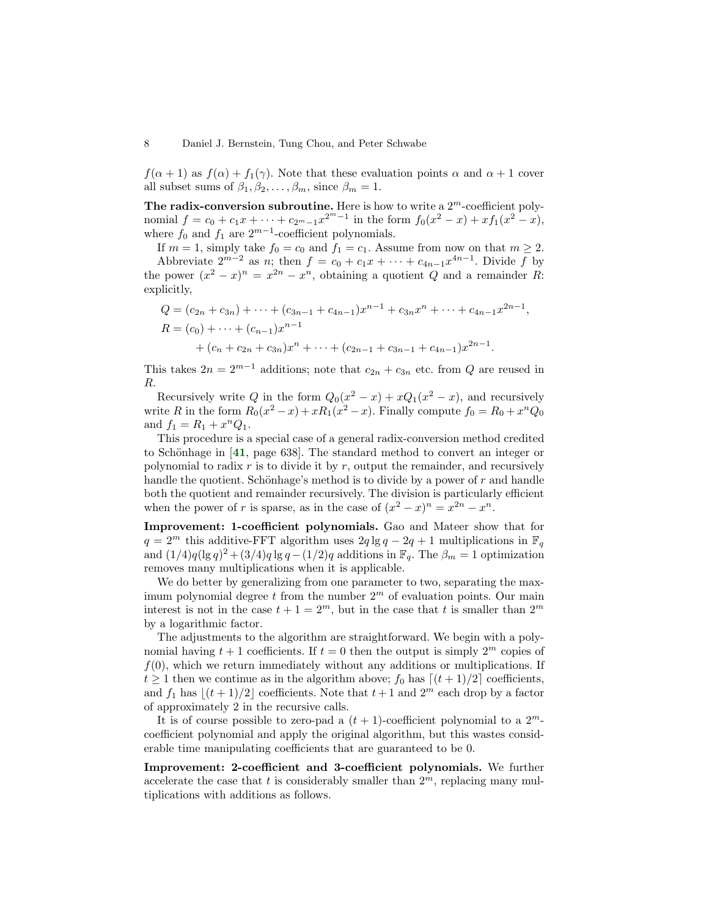$f(\alpha+1)$ as $f(\alpha) + f_1(\gamma)$. Note that these evaluation points $\alpha$ and $\alpha + 1$ cover all subset sums of $\beta_1, \beta_2, \ldots, \beta_m$, since $\beta_m = 1$.

**The radix-conversion subroutine.** Here is how to write a $2^m$-coefficient polynomial $f = c_0 + c_1 x + \cdots + c_{2^m-1} x^{2^m-1}$ in the form $f_0(x^2 - x) + x f_1(x^2 - x)$, where $f_0$ and $f_1$ are $2^{m-1}$-coefficient polynomials.

If $m = 1$, simply take $f_0 = c_0$ and $f_1 = c_1$. Assume from now on that $m \geq 2$.

Abbreviate $2^{m-2}$ as $n$; then $f = c_0 + c_1 x + \cdots + c_{4n-1} x^{4n-1}$. Divide $f$ by the power $(x^2 - x)^n = x^{2n} - x^n$, obtaining a quotient $Q$ and a remainder $R$: explicitly,

$$
\begin{aligned}
Q &= (c_{2n} + c_{3n}) + \cdots + (c_{3n-1} + c_{4n-1}) x^{n-1} + c_{3n} x^n + \cdots + c_{4n-1} x^{2n-1}, \\
R &= (c_0) + \cdots + (c_{n-1}) x^{n-1} \\
&\quad + (c_n + c_{2n} + c_{3n}) x^n + \cdots + (c_{2n-1} + c_{3n-1} + c_{4n-1}) x^{2n-1}.
\end{aligned}
$$

This takes $2n = 2^{m-1}$ additions; note that $c_{2n} + c_{3n}$ etc. from $Q$ are reused in $R$.

Recursively write $Q$ in the form $Q_0(x^2 - x) + x Q_1(x^2 - x)$, and recursively write $R$ in the form $R_0(x^2 - x) + x R_1(x^2 - x)$. Finally compute $f_0 = R_0 + x^n Q_0$ and $f_1 = R_1 + x^n Q_1$.

This procedure is a special case of a general radix-conversion method credited to Schönhage in [**41**, page 638]. The standard method to convert an integer or polynomial to radix $r$ is to divide it by $r$, output the remainder, and recursively handle the quotient. Schönhage's method is to divide by a power of $r$ and handle both the quotient and remainder recursively. The division is particularly efficient when the power of $r$ is sparse, as in the case of $(x^2 - x)^n = x^{2n} - x^n$.

**Improvement: 1-coefficient polynomials.** Gao and Mateer show that for $q = 2^m$ this additive-FFT algorithm uses $2q \lg q - 2q + 1$ multiplications in $\mathbb{F}_q$ and $(1/4)q(\lg q)^2 + (3/4)q \lg q - (1/2)q$ additions in $\mathbb{F}_q$. The $\beta_m = 1$ optimization removes many multiplications when it is applicable.

We do better by generalizing from one parameter to two, separating the maximum polynomial degree $t$ from the number $2^m$ of evaluation points. Our main interest is not in the case $t + 1 = 2^m$, but in the case that $t$ is smaller than $2^m$ by a logarithmic factor.

The adjustments to the algorithm are straightforward. We begin with a polynomial having $t + 1$ coefficients. If $t = 0$ then the output is simply $2^m$ copies of $f(0)$, which we return immediately without any additions or multiplications. If $t \geq 1$ then we continue as in the algorithm above; $f_0$ has $\lceil (t+1)/2 \rceil$ coefficients, and $f_1$ has $\lfloor (t+1)/2 \rfloor$ coefficients. Note that $t + 1$ and $2^m$ each drop by a factor of approximately 2 in the recursive calls.

It is of course possible to zero-pad a $(t+1)$-coefficient polynomial to a $2^m$-coefficient polynomial and apply the original algorithm, but this wastes considerable time manipulating coefficients that are guaranteed to be 0.

**Improvement: 2-coefficient and 3-coefficient polynomials.** We further accelerate the case that $t$ is considerably smaller than $2^m$, replacing many multiplications with additions as follows.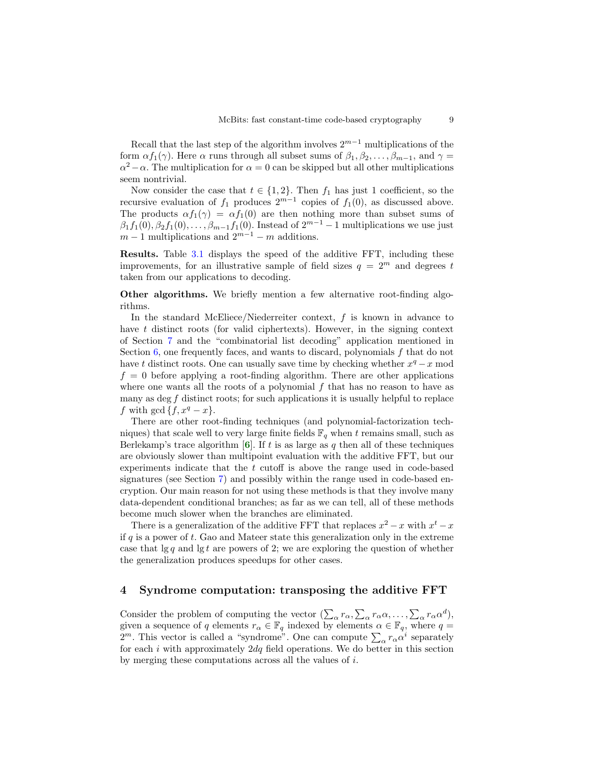Recall that the last step of the algorithm involves $2^{m-1}$ multiplications of the form $\alpha f_1(\gamma)$. Here $\alpha$ runs through all subset sums of $\beta_1, \beta_2, \ldots, \beta_{m-1}$, and $\gamma = \alpha^2 - \alpha$. The multiplication for $\alpha = 0$ can be skipped but all other multiplications seem nontrivial.

Now consider the case that $t \in \{1, 2\}$. Then $f_1$ has just 1 coefficient, so the recursive evaluation of $f_1$ produces $2^{m-1}$ copies of $f_1(0)$, as discussed above. The products $\alpha f_1(\gamma) = \alpha f_1(0)$ are then nothing more than subset sums of $\beta_1 f_1(0), \beta_2 f_1(0), \ldots, \beta_{m-1} f_1(0)$. Instead of $2^{m-1} - 1$ multiplications we use just $m - 1$ multiplications and $2^{m-1} - m$ additions.

**Results.** Table 3.1 displays the speed of the additive FFT, including these improvements, for an illustrative sample of field sizes $q = 2^m$ and degrees $t$ taken from our applications to decoding.

**Other algorithms.** We briefly mention a few alternative root-finding algorithms.

In the standard McEliece/Niederreiter context, $f$ is known in advance to have $t$ distinct roots (for valid ciphertexts). However, in the signing context of Section 7 and the "combinatorial list decoding" application mentioned in Section 6, one frequently faces, and wants to discard, polynomials $f$ that do not have $t$ distinct roots. One can usually save time by checking whether $x^q - x \bmod f = 0$ before applying a root-finding algorithm. There are other applications where one wants all the roots of a polynomial $f$ that has no reason to have as many as $\deg f$ distinct roots; for such applications it is usually helpful to replace $f$ with $\gcd\{f, x^q - x\}$.

There are other root-finding techniques (and polynomial-factorization techniques) that scale well to very large finite fields $\mathbb{F}_q$ when $t$ remains small, such as Berlekamp's trace algorithm [6]. If $t$ is as large as $q$ then all of these techniques are obviously slower than multipoint evaluation with the additive FFT, but our experiments indicate that the $t$ cutoff is above the range used in code-based signatures (see Section 7) and possibly within the range used in code-based encryption. Our main reason for not using these methods is that they involve many data-dependent conditional branches; as far as we can tell, all of these methods become much slower when the branches are eliminated.

There is a generalization of the additive FFT that replaces $x^2 - x$ with $x^t - x$ if $q$ is a power of $t$. Gao and Mateer state this generalization only in the extreme case that $\lg q$ and $\lg t$ are powers of 2; we are exploring the question of whether the generalization produces speedups for other cases.

## 4 Syndrome computation: transposing the additive FFT

Consider the problem of computing the vector $(\sum_\alpha r_\alpha, \sum_\alpha r_\alpha \alpha, \ldots, \sum_\alpha r_\alpha \alpha^d)$, given a sequence of $q$ elements $r_\alpha \in \mathbb{F}_q$ indexed by elements $\alpha \in \mathbb{F}_q$, where $q = 2^m$. This vector is called a "syndrome". One can compute $\sum_\alpha r_\alpha \alpha^i$ separately for each $i$ with approximately $2dq$ field operations. We do better in this section by merging these computations across all the values of $i$.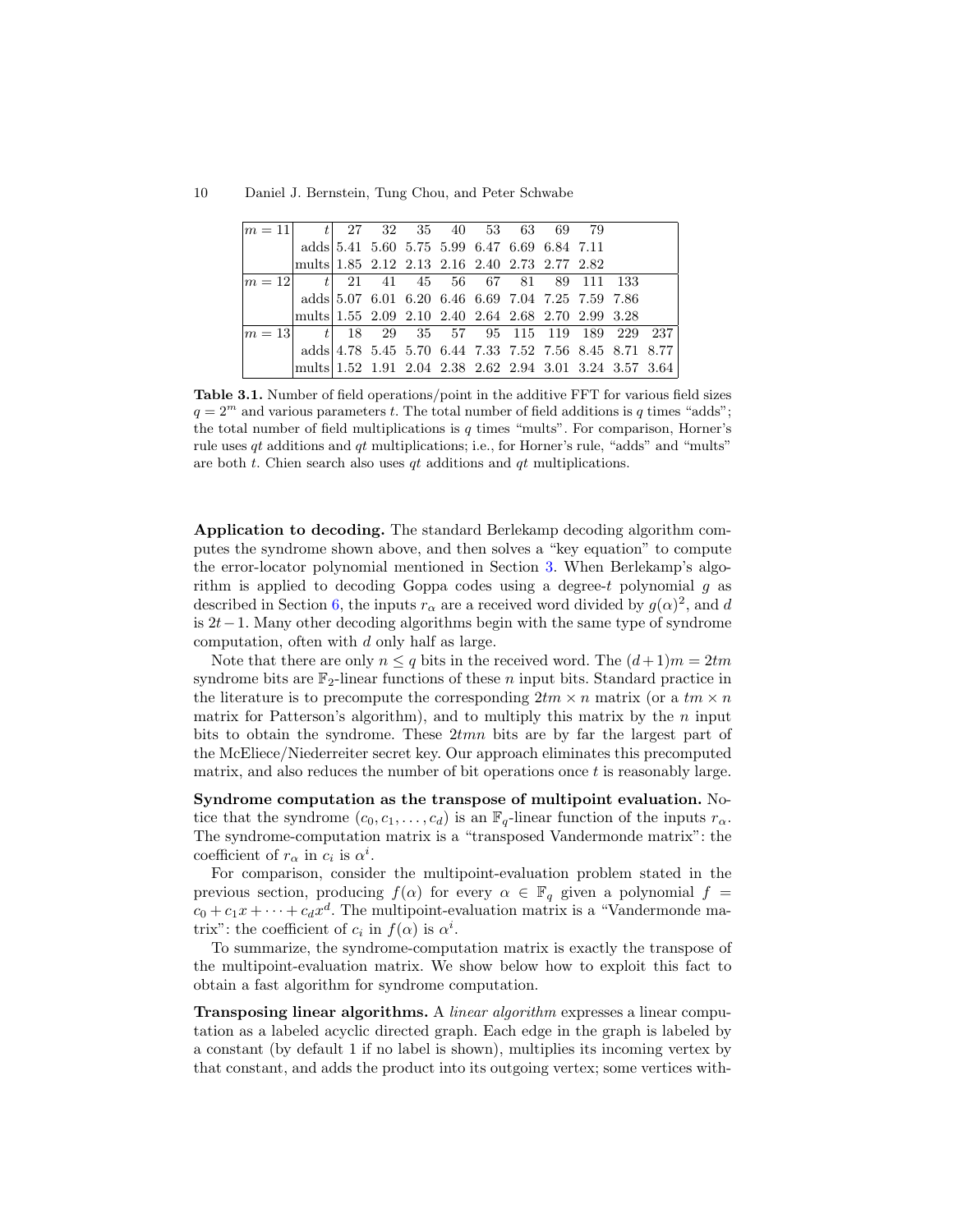| | | | | | | | | | | | |
|---|---|---|---|---|---|---|---|---|---|---|---|
| $m = 11$ | $t$ | 27 | 32 | 35 | 40 | 53 | 63 | 69 | 79 | | |
| | adds | 5.41 | 5.60 | 5.75 | 5.99 | 6.47 | 6.69 | 6.84 | 7.11 | | |
| | mults | 1.85 | 2.12 | 2.13 | 2.16 | 2.40 | 2.73 | 2.77 | 2.82 | | |
| $m = 12$ | $t$ | 21 | 41 | 45 | 56 | 67 | 81 | 89 | 111 | 133 | |
| | adds | 5.07 | 6.01 | 6.20 | 6.46 | 6.69 | 7.04 | 7.25 | 7.59 | 7.86 | |
| | mults | 1.55 | 2.09 | 2.10 | 2.40 | 2.64 | 2.68 | 2.70 | 2.99 | 3.28 | |
| $m = 13$ | $t$ | 18 | 29 | 35 | 57 | 95 | 115 | 119 | 189 | 229 | 237 |
| | adds | 4.78 | 5.45 | 5.70 | 6.44 | 7.33 | 7.52 | 7.56 | 8.45 | 8.71 | 8.77 |
| | mults | 1.52 | 1.91 | 2.04 | 2.38 | 2.62 | 2.94 | 3.01 | 3.24 | 3.57 | 3.64 |

**Table 3.1.** Number of field operations/point in the additive FFT for various field sizes $q = 2^m$ and various parameters $t$. The total number of field additions is $q$ times "adds"; the total number of field multiplications is $q$ times "mults". For comparison, Horner's rule uses $qt$ additions and $qt$ multiplications; i.e., for Horner's rule, "adds" and "mults" are both $t$. Chien search also uses $qt$ additions and $qt$ multiplications.

**Application to decoding.** The standard Berlekamp decoding algorithm computes the syndrome shown above, and then solves a "key equation" to compute the error-locator polynomial mentioned in Section 3. When Berlekamp's algorithm is applied to decoding Goppa codes using a degree-$t$ polynomial $g$ as described in Section 6, the inputs $r_\alpha$ are a received word divided by $g(\alpha)^2$, and $d$ is $2t-1$. Many other decoding algorithms begin with the same type of syndrome computation, often with $d$ only half as large.

Note that there are only $n \leq q$ bits in the received word. The $(d+1)m = 2tm$ syndrome bits are $\mathbb{F}_2$-linear functions of these $n$ input bits. Standard practice in the literature is to precompute the corresponding $2tm \times n$ matrix (or a $tm \times n$ matrix for Patterson's algorithm), and to multiply this matrix by the $n$ input bits to obtain the syndrome. These $2tmn$ bits are by far the largest part of the McEliece/Niederreiter secret key. Our approach eliminates this precomputed matrix, and also reduces the number of bit operations once $t$ is reasonably large.

**Syndrome computation as the transpose of multipoint evaluation.** Notice that the syndrome $(c_0, c_1, \ldots, c_d)$ is an $\mathbb{F}_q$-linear function of the inputs $r_\alpha$. The syndrome-computation matrix is a "transposed Vandermonde matrix": the coefficient of $r_\alpha$ in $c_i$ is $\alpha^i$.

For comparison, consider the multipoint-evaluation problem stated in the previous section, producing $f(\alpha)$ for every $\alpha \in \mathbb{F}_q$ given a polynomial $f = c_0 + c_1x + \cdots + c_dx^d$. The multipoint-evaluation matrix is a "Vandermonde matrix": the coefficient of $c_i$ in $f(\alpha)$ is $\alpha^i$.

To summarize, the syndrome-computation matrix is exactly the transpose of the multipoint-evaluation matrix. We show below how to exploit this fact to obtain a fast algorithm for syndrome computation.

**Transposing linear algorithms.** A *linear algorithm* expresses a linear computation as a labeled acyclic directed graph. Each edge in the graph is labeled by a constant (by default 1 if no label is shown), multiplies its incoming vertex by that constant, and adds the product into its outgoing vertex; some vertices with-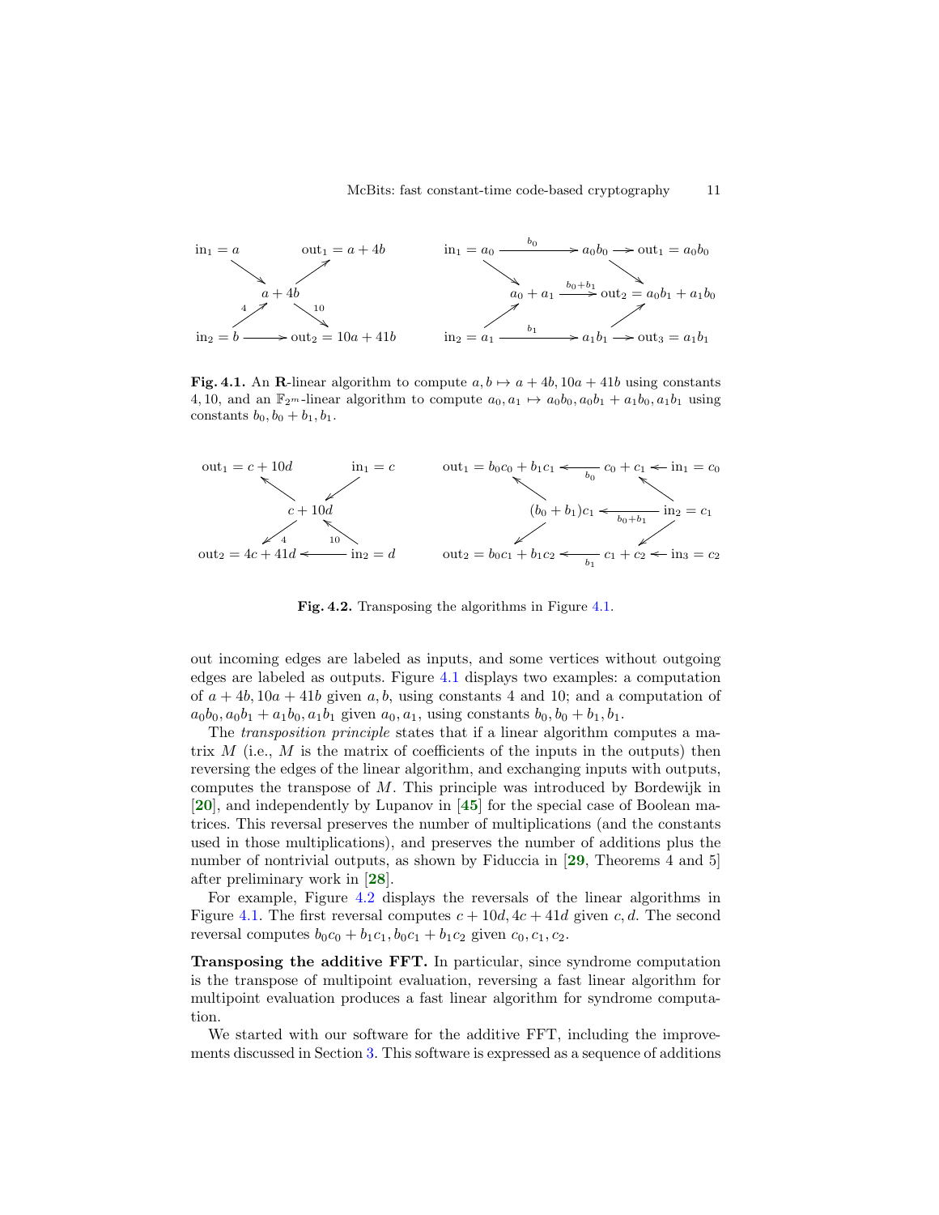**Fig. 4.1.** An $\mathbf{R}$-linear algorithm to compute $a, b \mapsto a + 4b, 10a + 41b$ using constants 4, 10, and an $\mathbb{F}_{2^m}$-linear algorithm to compute $a_0, a_1 \mapsto a_0b_0, a_0b_1 + a_1b_0, a_1b_1$ using constants $b_0, b_0 + b_1, b_1$.

**Fig. 4.2.** Transposing the algorithms in Figure 4.1.

out incoming edges are labeled as inputs, and some vertices without outgoing edges are labeled as outputs. Figure 4.1 displays two examples: a computation of $a + 4b, 10a + 41b$ given $a, b$, using constants 4 and 10; and a computation of $a_0b_0, a_0b_1 + a_1b_0, a_1b_1$ given $a_0, a_1$, using constants $b_0, b_0 + b_1, b_1$.

The *transposition principle* states that if a linear algorithm computes a matrix $M$ (i.e., $M$ is the matrix of coefficients of the inputs in the outputs) then reversing the edges of the linear algorithm, and exchanging inputs with outputs, computes the transpose of $M$. This principle was introduced by Bordewijk in [20], and independently by Lupanov in [45] for the special case of Boolean matrices. This reversal preserves the number of multiplications (and the constants used in those multiplications), and preserves the number of additions plus the number of nontrivial outputs, as shown by Fiduccia in [29, Theorems 4 and 5] after preliminary work in [28].

For example, Figure 4.2 displays the reversals of the linear algorithms in Figure 4.1. The first reversal computes $c + 10d, 4c + 41d$ given $c, d$. The second reversal computes $b_0c_0 + b_1c_1, b_0c_1 + b_1c_2$ given $c_0, c_1, c_2$.

**Transposing the additive FFT.** In particular, since syndrome computation is the transpose of multipoint evaluation, reversing a fast linear algorithm for multipoint evaluation produces a fast linear algorithm for syndrome computation.

We started with our software for the additive FFT, including the improvements discussed in Section 3. This software is expressed as a sequence of additions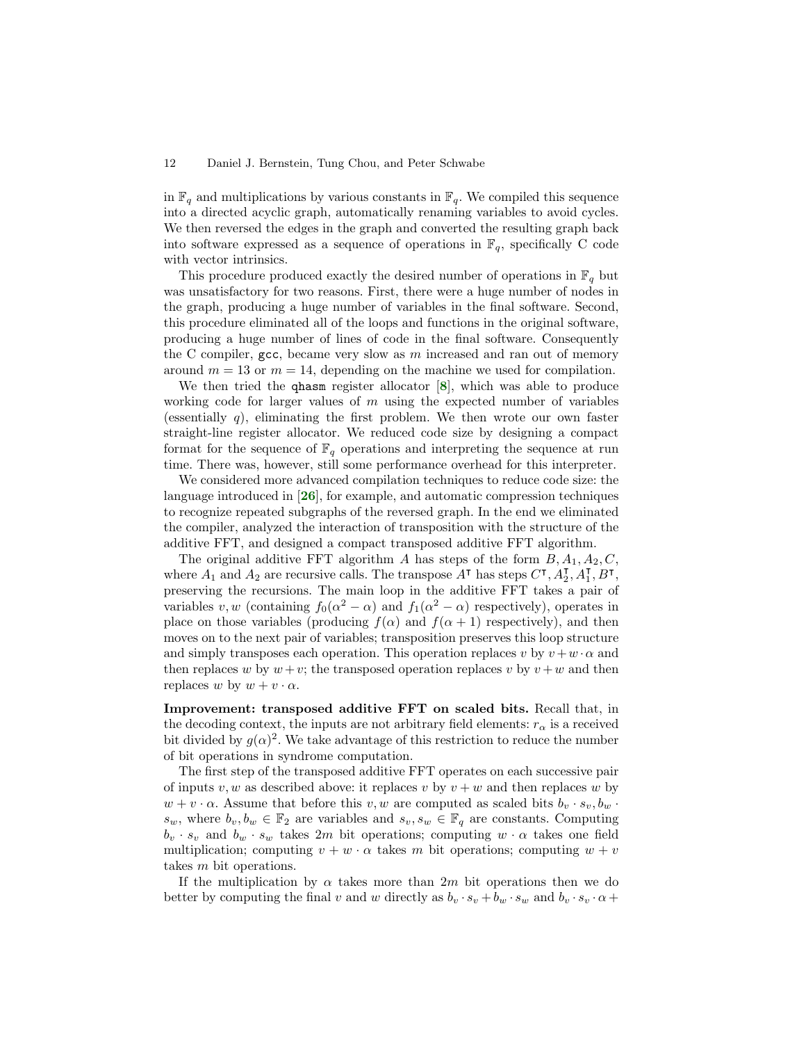in $\mathbb{F}_q$ and multiplications by various constants in $\mathbb{F}_q$. We compiled this sequence into a directed acyclic graph, automatically renaming variables to avoid cycles. We then reversed the edges in the graph and converted the resulting graph back into software expressed as a sequence of operations in $\mathbb{F}_q$, specifically C code with vector intrinsics.

This procedure produced exactly the desired number of operations in $\mathbb{F}_q$ but was unsatisfactory for two reasons. First, there were a huge number of nodes in the graph, producing a huge number of variables in the final software. Second, this procedure eliminated all of the loops and functions in the original software, producing a huge number of lines of code in the final software. Consequently the C compiler, `gcc`, became very slow as $m$ increased and ran out of memory around $m = 13$ or $m = 14$, depending on the machine we used for compilation.

We then tried the `qhasm` register allocator [8], which was able to produce working code for larger values of $m$ using the expected number of variables (essentially $q$), eliminating the first problem. We then wrote our own faster straight-line register allocator. We reduced code size by designing a compact format for the sequence of $\mathbb{F}_q$ operations and interpreting the sequence at run time. There was, however, still some performance overhead for this interpreter.

We considered more advanced compilation techniques to reduce code size: the language introduced in [26], for example, and automatic compression techniques to recognize repeated subgraphs of the reversed graph. In the end we eliminated the compiler, analyzed the interaction of transposition with the structure of the additive FFT, and designed a compact transposed additive FFT algorithm.

The original additive FFT algorithm $A$ has steps of the form $B, A_1, A_2, C$, where $A_1$ and $A_2$ are recursive calls. The transpose $A^\intercal$ has steps $C^\intercal, A_2^\intercal, A_1^\intercal, B^\intercal$, preserving the recursions. The main loop in the additive FFT takes a pair of variables $v, w$ (containing $f_0(\alpha^2 - \alpha)$ and $f_1(\alpha^2 - \alpha)$ respectively), operates in place on those variables (producing $f(\alpha)$ and $f(\alpha + 1)$ respectively), and then moves on to the next pair of variables; transposition preserves this loop structure and simply transposes each operation. This operation replaces $v$ by $v + w \cdot \alpha$ and then replaces $w$ by $w + v$; the transposed operation replaces $v$ by $v + w$ and then replaces $w$ by $w + v \cdot \alpha$.

**Improvement: transposed additive FFT on scaled bits.** Recall that, in the decoding context, the inputs are not arbitrary field elements: $r_\alpha$ is a received bit divided by $g(\alpha)^2$. We take advantage of this restriction to reduce the number of bit operations in syndrome computation.

The first step of the transposed additive FFT operates on each successive pair of inputs $v, w$ as described above: it replaces $v$ by $v + w$ and then replaces $w$ by $w + v \cdot \alpha$. Assume that before this $v, w$ are computed as scaled bits $b_v \cdot s_v, b_w \cdot s_w$, where $b_v, b_w \in \mathbb{F}_2$ are variables and $s_v, s_w \in \mathbb{F}_q$ are constants. Computing $b_v \cdot s_v$ and $b_w \cdot s_w$ takes $2m$ bit operations; computing $w \cdot \alpha$ takes one field multiplication; computing $v + w \cdot \alpha$ takes $m$ bit operations; computing $w + v$ takes $m$ bit operations.

If the multiplication by $\alpha$ takes more than $2m$ bit operations then we do better by computing the final $v$ and $w$ directly as $b_v \cdot s_v + b_w \cdot s_w$ and $b_v \cdot s_v \cdot \alpha +$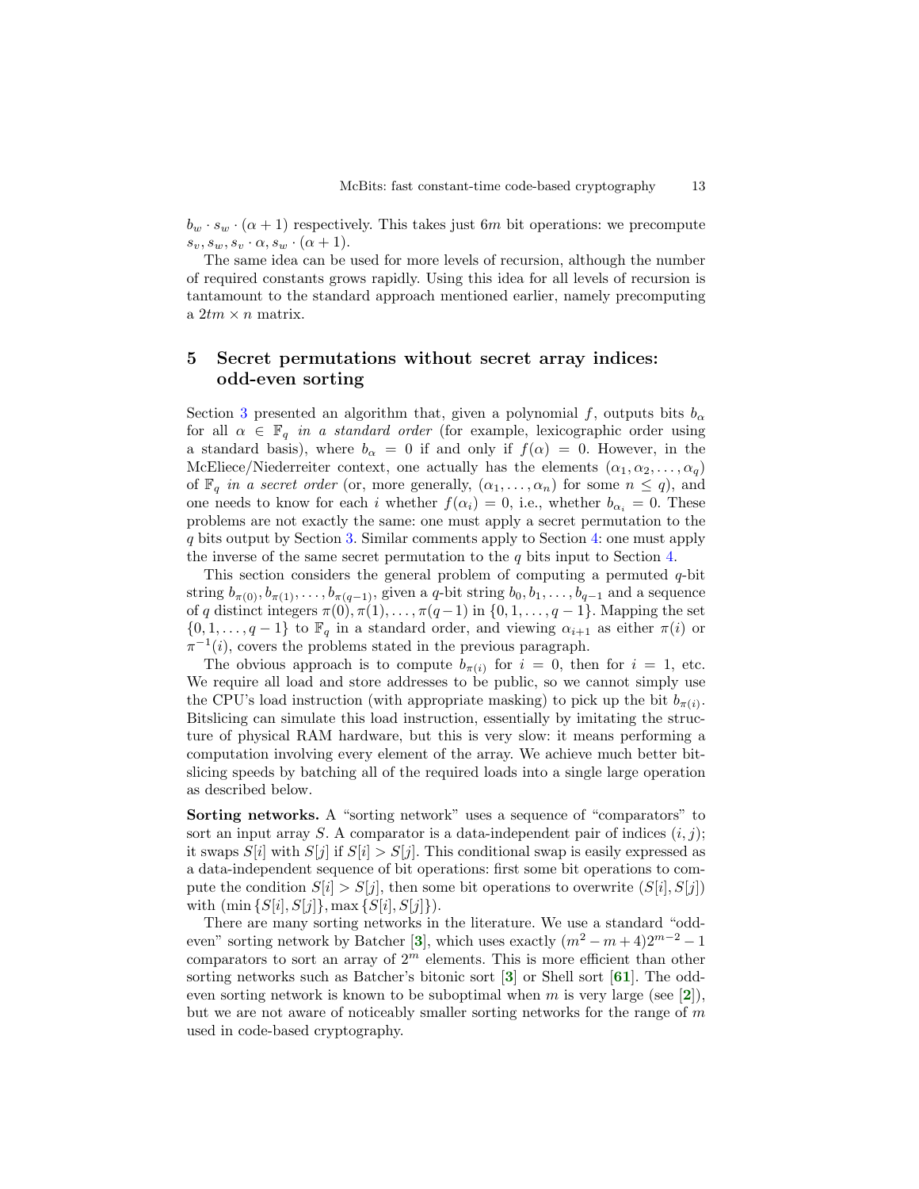$b_w \cdot s_w \cdot (\alpha + 1)$ respectively. This takes just $6m$ bit operations: we precompute $s_v, s_w, s_v \cdot \alpha, s_w \cdot (\alpha + 1)$.

The same idea can be used for more levels of recursion, although the number of required constants grows rapidly. Using this idea for all levels of recursion is tantamount to the standard approach mentioned earlier, namely precomputing a $2tm \times n$ matrix.

## 5 Secret permutations without secret array indices: odd-even sorting

Section 3 presented an algorithm that, given a polynomial $f$, outputs bits $b_\alpha$ for all $\alpha \in \mathbb{F}_q$ *in a standard order* (for example, lexicographic order using a standard basis), where $b_\alpha = 0$ if and only if $f(\alpha) = 0$. However, in the McEliece/Niederreiter context, one actually has the elements $(\alpha_1, \alpha_2, \ldots, \alpha_q)$ of $\mathbb{F}_q$ *in a secret order* (or, more generally, $(\alpha_1, \ldots, \alpha_n)$ for some $n \leq q$), and one needs to know for each $i$ whether $f(\alpha_i) = 0$, i.e., whether $b_{\alpha_i} = 0$. These problems are not exactly the same: one must apply a secret permutation to the $q$ bits output by Section 3. Similar comments apply to Section 4: one must apply the inverse of the same secret permutation to the $q$ bits input to Section 4.

This section considers the general problem of computing a permuted $q$-bit string $b_{\pi(0)}, b_{\pi(1)}, \ldots, b_{\pi(q-1)}$, given a $q$-bit string $b_0, b_1, \ldots, b_{q-1}$ and a sequence of $q$ distinct integers $\pi(0), \pi(1), \ldots, \pi(q-1)$ in $\{0, 1, \ldots, q-1\}$. Mapping the set $\{0, 1, \ldots, q-1\}$ to $\mathbb{F}_q$ in a standard order, and viewing $\alpha_{i+1}$ as either $\pi(i)$ or $\pi^{-1}(i)$, covers the problems stated in the previous paragraph.

The obvious approach is to compute $b_{\pi(i)}$ for $i = 0$, then for $i = 1$, etc. We require all load and store addresses to be public, so we cannot simply use the CPU's load instruction (with appropriate masking) to pick up the bit $b_{\pi(i)}$. Bitslicing can simulate this load instruction, essentially by imitating the structure of physical RAM hardware, but this is very slow: it means performing a computation involving every element of the array. We achieve much better bitslicing speeds by batching all of the required loads into a single large operation as described below.

**Sorting networks.** A "sorting network" uses a sequence of "comparators" to sort an input array $S$. A comparator is a data-independent pair of indices $(i, j)$; it swaps $S[i]$ with $S[j]$ if $S[i] > S[j]$. This conditional swap is easily expressed as a data-independent sequence of bit operations: first some bit operations to compute the condition $S[i] > S[j]$, then some bit operations to overwrite $(S[i], S[j])$ with $(\min\{S[i], S[j]\}, \max\{S[i], S[j]\})$.

There are many sorting networks in the literature. We use a standard "odd-even" sorting network by Batcher [3], which uses exactly $(m^2 - m + 4)2^{m-2} - 1$ comparators to sort an array of $2^m$ elements. This is more efficient than other sorting networks such as Batcher's bitonic sort [3] or Shell sort [61]. The odd-even sorting network is known to be suboptimal when $m$ is very large (see [2]), but we are not aware of noticeably smaller sorting networks for the range of $m$ used in code-based cryptography.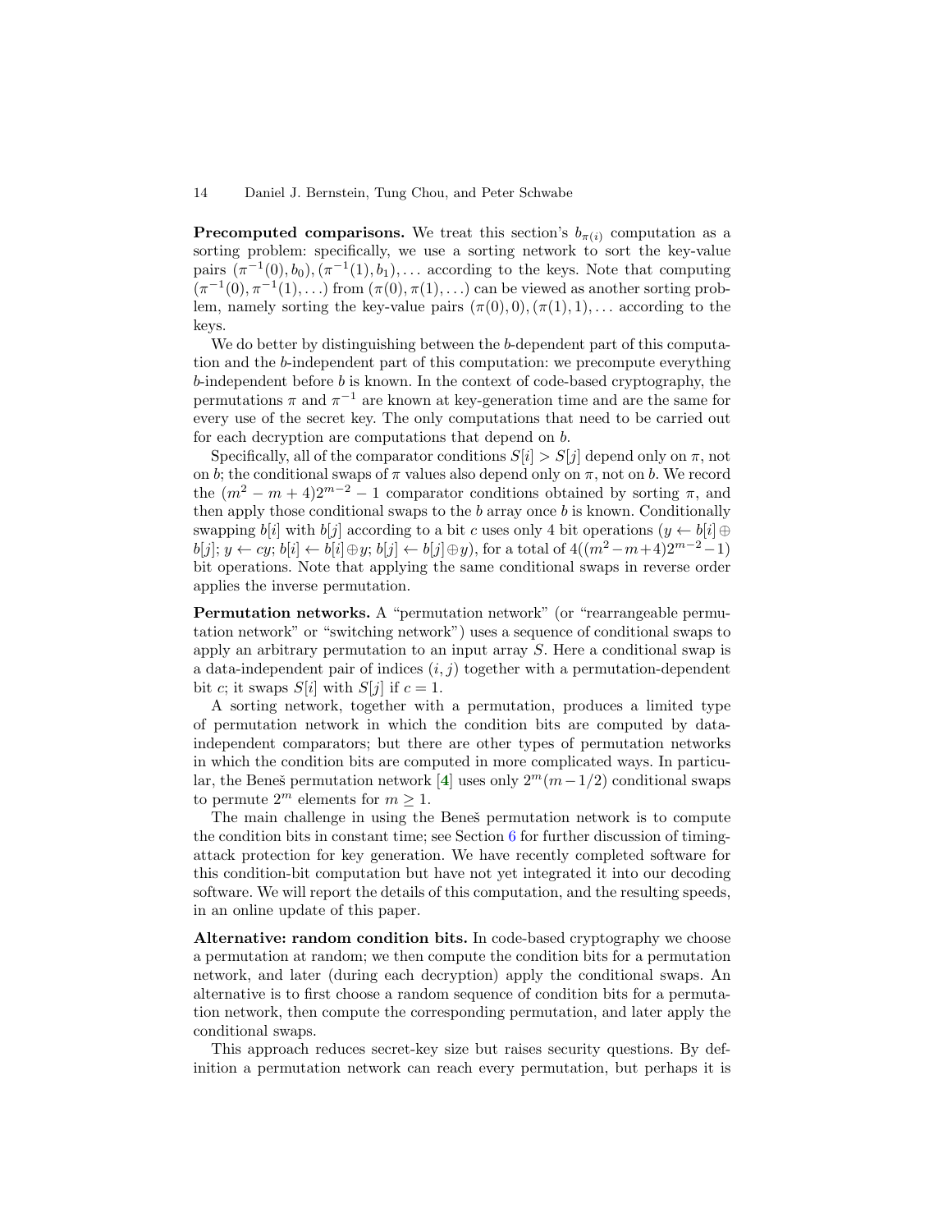**Precomputed comparisons.** We treat this section's $b_{\pi(i)}$ computation as a sorting problem: specifically, we use a sorting network to sort the key-value pairs $(\pi^{-1}(0), b_0), (\pi^{-1}(1), b_1), \ldots$ according to the keys. Note that computing $(\pi^{-1}(0), \pi^{-1}(1), \ldots)$ from $(\pi(0), \pi(1), \ldots)$ can be viewed as another sorting problem, namely sorting the key-value pairs $(\pi(0), 0), (\pi(1), 1), \ldots$ according to the keys.

We do better by distinguishing between the $b$-dependent part of this computation and the $b$-independent part of this computation: we precompute everything $b$-independent before $b$ is known. In the context of code-based cryptography, the permutations $\pi$ and $\pi^{-1}$ are known at key-generation time and are the same for every use of the secret key. The only computations that need to be carried out for each decryption are computations that depend on $b$.

Specifically, all of the comparator conditions $S[i] > S[j]$ depend only on $\pi$, not on $b$; the conditional swaps of $\pi$ values also depend only on $\pi$, not on $b$. We record the $(m^2 - m + 4)2^{m-2} - 1$ comparator conditions obtained by sorting $\pi$, and then apply those conditional swaps to the $b$ array once $b$ is known. Conditionally swapping $b[i]$ with $b[j]$ according to a bit $c$ uses only 4 bit operations ($y \leftarrow b[i] \oplus b[j]$; $y \leftarrow cy$; $b[i] \leftarrow b[i] \oplus y$; $b[j] \leftarrow b[j] \oplus y$), for a total of $4((m^2-m+4)2^{m-2}-1)$ bit operations. Note that applying the same conditional swaps in reverse order applies the inverse permutation.

**Permutation networks.** A "permutation network" (or "rearrangeable permutation network" or "switching network") uses a sequence of conditional swaps to apply an arbitrary permutation to an input array $S$. Here a conditional swap is a data-independent pair of indices $(i, j)$ together with a permutation-dependent bit $c$; it swaps $S[i]$ with $S[j]$ if $c = 1$.

A sorting network, together with a permutation, produces a limited type of permutation network in which the condition bits are computed by data-independent comparators; but there are other types of permutation networks in which the condition bits are computed in more complicated ways. In particular, the Beneš permutation network [4] uses only $2^m(m - 1/2)$ conditional swaps to permute $2^m$ elements for $m \geq 1$.

The main challenge in using the Beneš permutation network is to compute the condition bits in constant time; see Section 6 for further discussion of timing-attack protection for key generation. We have recently completed software for this condition-bit computation but have not yet integrated it into our decoding software. We will report the details of this computation, and the resulting speeds, in an online update of this paper.

**Alternative: random condition bits.** In code-based cryptography we choose a permutation at random; we then compute the condition bits for a permutation network, and later (during each decryption) apply the conditional swaps. An alternative is to first choose a random sequence of condition bits for a permutation network, then compute the corresponding permutation, and later apply the conditional swaps.

This approach reduces secret-key size but raises security questions. By definition a permutation network can reach every permutation, but perhaps it is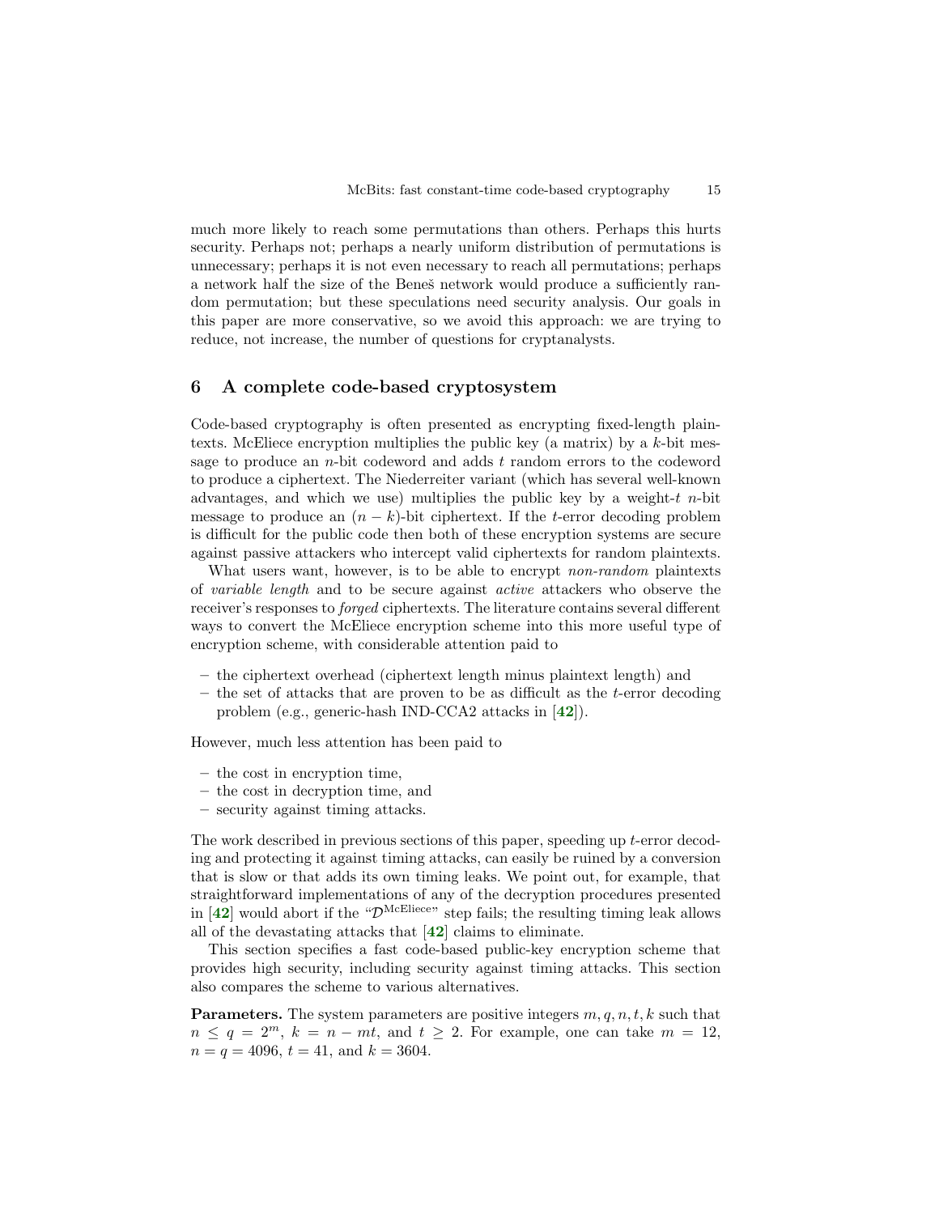much more likely to reach some permutations than others. Perhaps this hurts security. Perhaps not; perhaps a nearly uniform distribution of permutations is unnecessary; perhaps it is not even necessary to reach all permutations; perhaps a network half the size of the Beneš network would produce a sufficiently random permutation; but these speculations need security analysis. Our goals in this paper are more conservative, so we avoid this approach: we are trying to reduce, not increase, the number of questions for cryptanalysts.

## 6 A complete code-based cryptosystem

Code-based cryptography is often presented as encrypting fixed-length plaintexts. McEliece encryption multiplies the public key (a matrix) by a $k$-bit message to produce an $n$-bit codeword and adds $t$ random errors to the codeword to produce a ciphertext. The Niederreiter variant (which has several well-known advantages, and which we use) multiplies the public key by a weight-$t$ $n$-bit message to produce an $(n-k)$-bit ciphertext. If the $t$-error decoding problem is difficult for the public code then both of these encryption systems are secure against passive attackers who intercept valid ciphertexts for random plaintexts.

What users want, however, is to be able to encrypt *non-random* plaintexts of *variable length* and to be secure against *active* attackers who observe the receiver's responses to *forged* ciphertexts. The literature contains several different ways to convert the McEliece encryption scheme into this more useful type of encryption scheme, with considerable attention paid to

- the ciphertext overhead (ciphertext length minus plaintext length) and
- the set of attacks that are proven to be as difficult as the $t$-error decoding problem (e.g., generic-hash IND-CCA2 attacks in [**42**]).

However, much less attention has been paid to

- the cost in encryption time,
- the cost in decryption time, and
- security against timing attacks.

The work described in previous sections of this paper, speeding up $t$-error decoding and protecting it against timing attacks, can easily be ruined by a conversion that is slow or that adds its own timing leaks. We point out, for example, that straightforward implementations of any of the decryption procedures presented in [**42**] would abort if the "$\mathcal{D}^{\text{McEliece}}$" step fails; the resulting timing leak allows all of the devastating attacks that [**42**] claims to eliminate.

This section specifies a fast code-based public-key encryption scheme that provides high security, including security against timing attacks. This section also compares the scheme to various alternatives.

**Parameters.** The system parameters are positive integers $m, q, n, t, k$ such that $n \le q = 2^m$, $k = n - mt$, and $t \ge 2$. For example, one can take $m = 12$, $n = q = 4096$, $t = 41$, and $k = 3604$.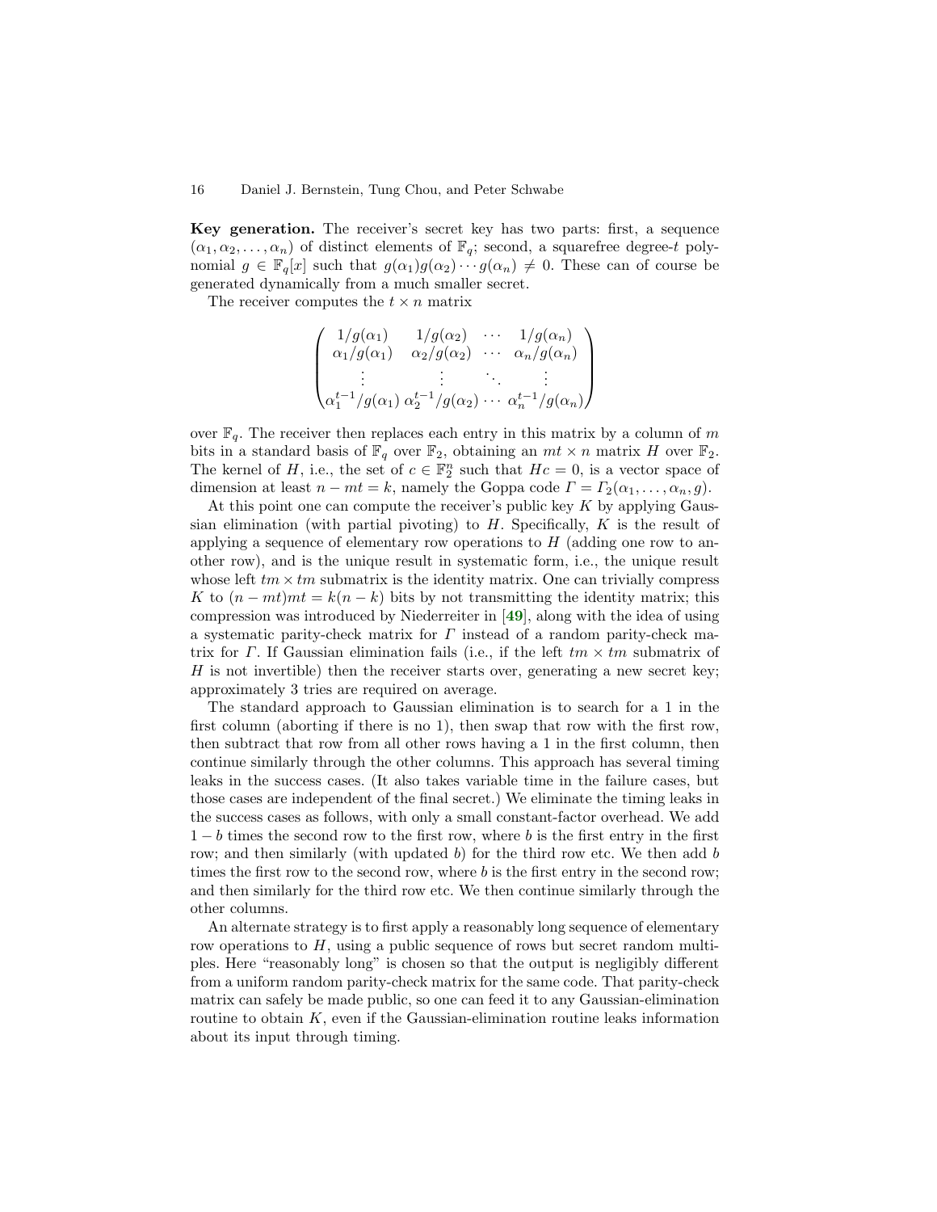**Key generation.** The receiver's secret key has two parts: first, a sequence $(\alpha_1, \alpha_2, \ldots, \alpha_n)$ of distinct elements of $\mathbb{F}_q$; second, a squarefree degree-$t$ polynomial $g \in \mathbb{F}_q[x]$ such that $g(\alpha_1)g(\alpha_2)\cdots g(\alpha_n) \neq 0$. These can of course be generated dynamically from a much smaller secret.

The receiver computes the $t \times n$ matrix

$$\begin{pmatrix} 1/g(\alpha_1) & 1/g(\alpha_2) & \cdots & 1/g(\alpha_n) \\ \alpha_1/g(\alpha_1) & \alpha_2/g(\alpha_2) & \cdots & \alpha_n/g(\alpha_n) \\ \vdots & \vdots & \ddots & \vdots \\ \alpha_1^{t-1}/g(\alpha_1) & \alpha_2^{t-1}/g(\alpha_2) & \cdots & \alpha_n^{t-1}/g(\alpha_n) \end{pmatrix}$$

over $\mathbb{F}_q$. The receiver then replaces each entry in this matrix by a column of $m$ bits in a standard basis of $\mathbb{F}_q$ over $\mathbb{F}_2$, obtaining an $mt \times n$ matrix $H$ over $\mathbb{F}_2$. The kernel of $H$, i.e., the set of $c \in \mathbb{F}_2^n$ such that $Hc = 0$, is a vector space of dimension at least $n - mt = k$, namely the Goppa code $\Gamma = \Gamma_2(\alpha_1, \ldots, \alpha_n, g)$.

At this point one can compute the receiver's public key $K$ by applying Gaussian elimination (with partial pivoting) to $H$. Specifically, $K$ is the result of applying a sequence of elementary row operations to $H$ (adding one row to another row), and is the unique result in systematic form, i.e., the unique result whose left $tm \times tm$ submatrix is the identity matrix. One can trivially compress $K$ to $(n - mt)mt = k(n - k)$ bits by not transmitting the identity matrix; this compression was introduced by Niederreiter in [49], along with the idea of using a systematic parity-check matrix for $\Gamma$ instead of a random parity-check matrix for $\Gamma$. If Gaussian elimination fails (i.e., if the left $tm \times tm$ submatrix of $H$ is not invertible) then the receiver starts over, generating a new secret key; approximately 3 tries are required on average.

The standard approach to Gaussian elimination is to search for a 1 in the first column (aborting if there is no 1), then swap that row with the first row, then subtract that row from all other rows having a 1 in the first column, then continue similarly through the other columns. This approach has several timing leaks in the success cases. (It also takes variable time in the failure cases, but those cases are independent of the final secret.) We eliminate the timing leaks in the success cases as follows, with only a small constant-factor overhead. We add $1 - b$ times the second row to the first row, where $b$ is the first entry in the first row; and then similarly (with updated $b$) for the third row etc. We then add $b$ times the first row to the second row, where $b$ is the first entry in the second row; and then similarly for the third row etc. We then continue similarly through the other columns.

An alternate strategy is to first apply a reasonably long sequence of elementary row operations to $H$, using a public sequence of rows but secret random multiples. Here "reasonably long" is chosen so that the output is negligibly different from a uniform random parity-check matrix for the same code. That parity-check matrix can safely be made public, so one can feed it to any Gaussian-elimination routine to obtain $K$, even if the Gaussian-elimination routine leaks information about its input through timing.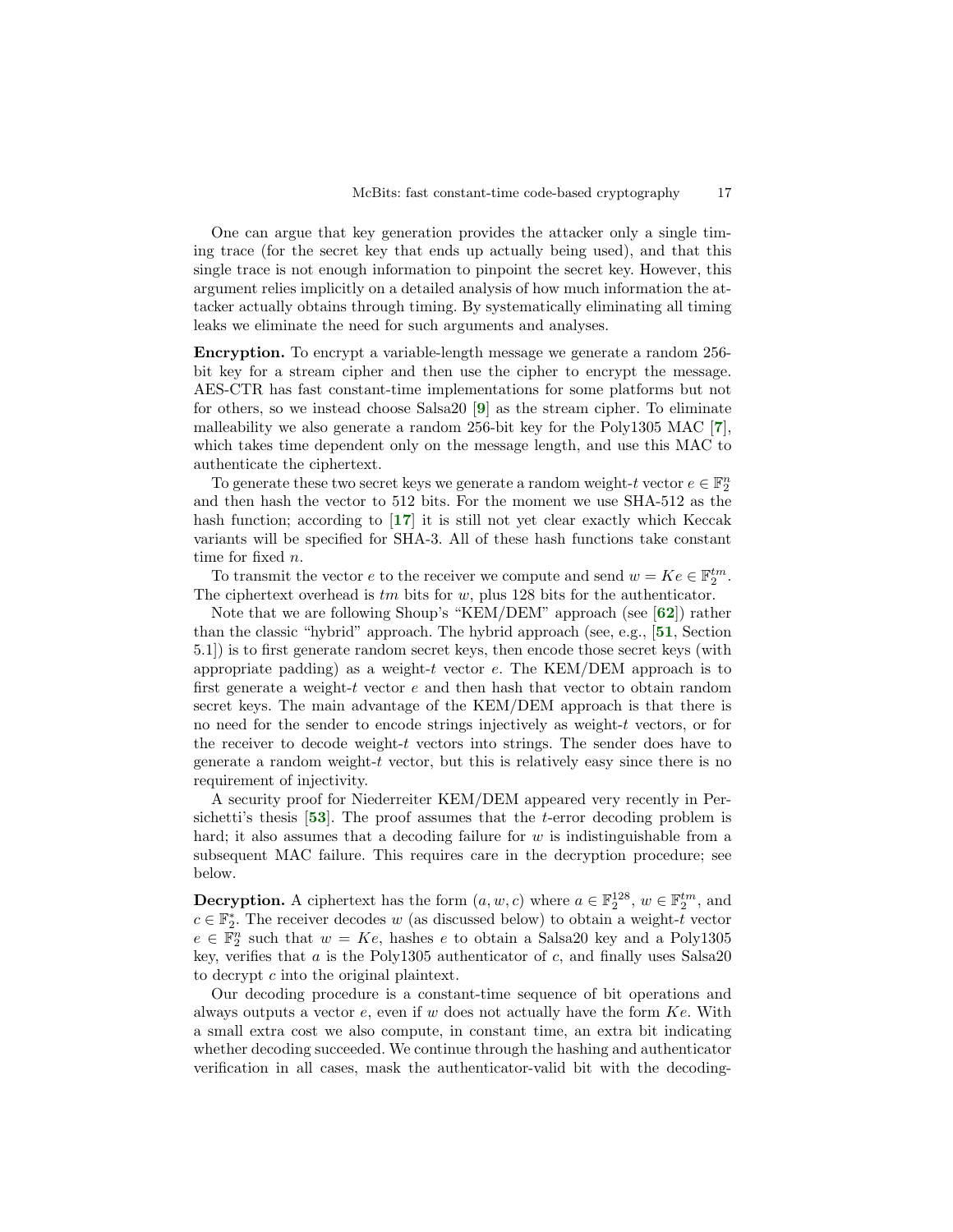One can argue that key generation provides the attacker only a single timing trace (for the secret key that ends up actually being used), and that this single trace is not enough information to pinpoint the secret key. However, this argument relies implicitly on a detailed analysis of how much information the attacker actually obtains through timing. By systematically eliminating all timing leaks we eliminate the need for such arguments and analyses.

**Encryption.** To encrypt a variable-length message we generate a random 256-bit key for a stream cipher and then use the cipher to encrypt the message. AES-CTR has fast constant-time implementations for some platforms but not for others, so we instead choose Salsa20 [9] as the stream cipher. To eliminate malleability we also generate a random 256-bit key for the Poly1305 MAC [7], which takes time dependent only on the message length, and use this MAC to authenticate the ciphertext.

To generate these two secret keys we generate a random weight-$t$ vector $e \in \mathbb{F}_2^n$ and then hash the vector to 512 bits. For the moment we use SHA-512 as the hash function; according to [17] it is still not yet clear exactly which Keccak variants will be specified for SHA-3. All of these hash functions take constant time for fixed $n$.

To transmit the vector $e$ to the receiver we compute and send $w = Ke \in \mathbb{F}_2^{tm}$. The ciphertext overhead is $tm$ bits for $w$, plus 128 bits for the authenticator.

Note that we are following Shoup's "KEM/DEM" approach (see [62]) rather than the classic "hybrid" approach. The hybrid approach (see, e.g., [51, Section 5.1]) is to first generate random secret keys, then encode those secret keys (with appropriate padding) as a weight-$t$ $e$. The KEM/DEM approach is to first generate a weight-$t$ vector $e$ and then hash that vector to obtain random secret keys. The main advantage of the KEM/DEM approach is that there is no need for the sender to encode strings injectively as weight-$t$ vectors, or for the receiver to decode weight-$t$ vectors into strings. The sender does have to generate a random weight-$t$ vector, but this is relatively easy since there is no requirement of injectivity.

A security proof for Niederreiter KEM/DEM appeared very recently in Persichetti's thesis [53]. The proof assumes that the $t$-error decoding problem is hard; it also assumes that a decoding failure for $w$ is indistinguishable from a subsequent MAC failure. This requires care in the decryption procedure; see below.

**Decryption.** A ciphertext has the form $(a, w, c)$ where $a \in \mathbb{F}_2^{128}$, $w \in \mathbb{F}_2^{tm}$, and $c \in \mathbb{F}_2^*$. The receiver decodes $w$ (as discussed below) to obtain a weight-$t$ vector $e \in \mathbb{F}_2^n$ such that $w = Ke$, hashes $e$ to obtain a Salsa20 key and a Poly1305 key, verifies that $a$ is the Poly1305 authenticator of $c$, and finally uses Salsa20 to decrypt $c$ into the original plaintext.

Our decoding procedure is a constant-time sequence of bit operations and always outputs a vector $e$, even if $w$ does not actually have the form $Ke$. With a small extra cost we also compute, in constant time, an extra bit indicating whether decoding succeeded. We continue through the hashing and authenticator verification in all cases, mask the authenticator-valid bit with the decoding-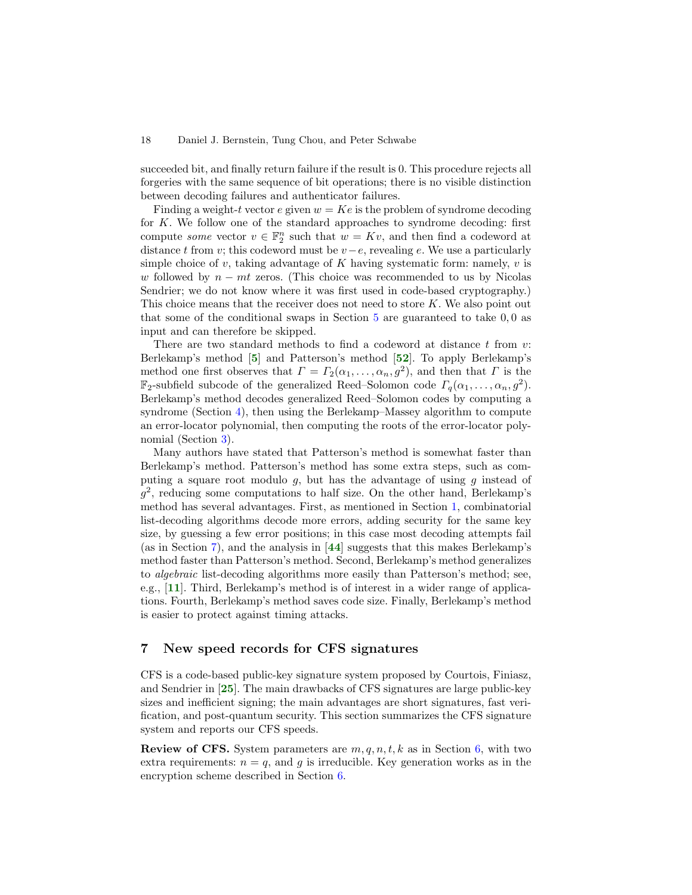succeeded bit, and finally return failure if the result is 0. This procedure rejects all forgeries with the same sequence of bit operations; there is no visible distinction between decoding failures and authenticator failures.

Finding a weight-$t$ vector $e$ given $w = Ke$ is the problem of syndrome decoding for $K$. We follow one of the standard approaches to syndrome decoding: first compute *some* vector $v \in \mathbb{F}_2^n$ such that $w = Kv$, and then find a codeword at distance $t$ from $v$; this codeword must be $v - e$, revealing $e$. We use a particularly simple choice of $v$, taking advantage of $K$ having systematic form: namely, $v$ is $w$ followed by $n - mt$ zeros. (This choice was recommended to us by Nicolas Sendrier; we do not know where it was first used in code-based cryptography.) This choice means that the receiver does not need to store $K$. We also point out that some of the conditional swaps in Section 5 are guaranteed to take $0, 0$ as input and can therefore be skipped.

There are two standard methods to find a codeword at distance $t$ from $v$: Berlekamp's method [**5**] and Patterson's method [**52**]. To apply Berlekamp's method one first observes that $\Gamma = \Gamma_2(\alpha_1, \ldots, \alpha_n, g^2)$, and then that $\Gamma$ is the $\mathbb{F}_2$-subfield subcode of the generalized Reed–Solomon code $\Gamma_q(\alpha_1, \ldots, \alpha_n, g^2)$. Berlekamp's method decodes generalized Reed–Solomon codes by computing a syndrome (Section 4), then using the Berlekamp–Massey algorithm to compute an error-locator polynomial, then computing the roots of the error-locator polynomial (Section 3).

Many authors have stated that Patterson's method is somewhat faster than Berlekamp's method. Patterson's method has some extra steps, such as computing a square root modulo $g$, but has the advantage of using $g$ instead of $g^2$, reducing some computations to half size. On the other hand, Berlekamp's method has several advantages. First, as mentioned in Section 1, combinatorial list-decoding algorithms decode more errors, adding security for the same key size, by guessing a few error positions; in this case most decoding attempts fail (as in Section 7), and the analysis in [**44**] suggests that this makes Berlekamp's method faster than Patterson's method. Second, Berlekamp's method generalizes to *algebraic* list-decoding algorithms more easily than Patterson's method; see, e.g., [**11**]. Third, Berlekamp's method is of interest in a wider range of applications. Fourth, Berlekamp's method saves code size. Finally, Berlekamp's method is easier to protect against timing attacks.

## 7 New speed records for CFS signatures

CFS is a code-based public-key signature system proposed by Courtois, Finiasz, and Sendrier in [**25**]. The main drawbacks of CFS signatures are large public-key sizes and inefficient signing; the main advantages are short signatures, fast verification, and post-quantum security. This section summarizes the CFS signature system and reports our CFS speeds.

**Review of CFS.** System parameters are $m, q, n, t, k$ as in Section 6, with two extra requirements: $n = q$, and $g$ is irreducible. Key generation works as in the encryption scheme described in Section 6.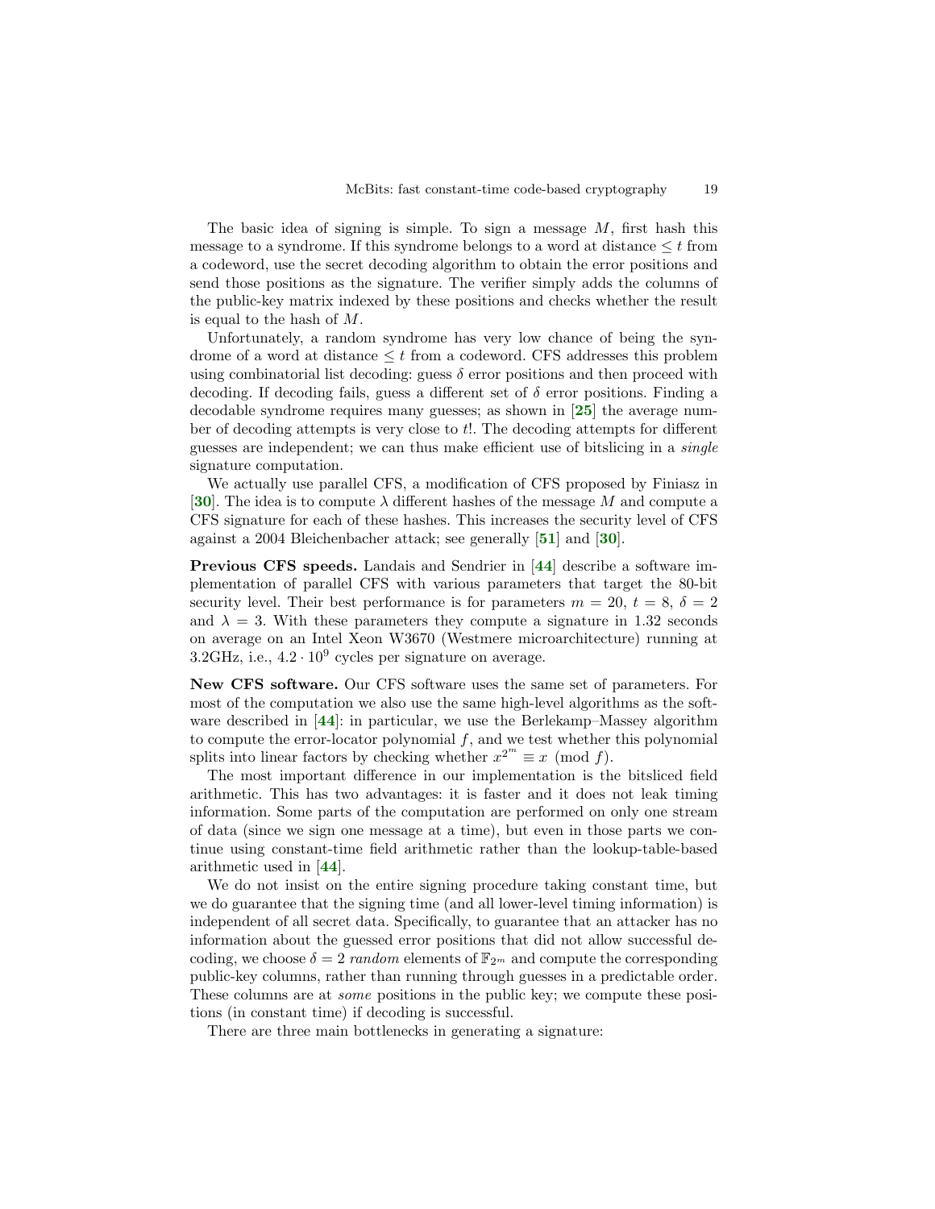The basic idea of signing is simple. To sign a message $M$, first hash this message to a syndrome. If this syndrome belongs to a word at distance $\leq t$ from a codeword, use the secret decoding algorithm to obtain the error positions and send those positions as the signature. The verifier simply adds the columns of the public-key matrix indexed by these positions and checks whether the result is equal to the hash of $M$.

Unfortunately, a random syndrome has very low chance of being the syndrome of a word at distance $\leq t$ from a codeword. CFS addresses this problem using combinatorial list decoding: guess $\delta$ error positions and then proceed with decoding. If decoding fails, guess a different set of $\delta$ error positions. Finding a decodable syndrome requires many guesses; as shown in [**25**] the average number of decoding attempts is very close to $t!$. The decoding attempts for different guesses are independent; we can thus make efficient use of bitslicing in a *single* signature computation.

We actually use parallel CFS, a modification of CFS proposed by Finiasz in [**30**]. The idea is to compute $\lambda$ different hashes of the message $M$ and compute a CFS signature for each of these hashes. This increases the security level of CFS against a 2004 Bleichenbacher attack; see generally [**51**] and [**30**].

**Previous CFS speeds.** Landais and Sendrier in [**44**] describe a software implementation of parallel CFS with various parameters that target the 80-bit security level. Their best performance is for parameters $m = 20$, $t = 8$, $\delta = 2$ and $\lambda = 3$. With these parameters they compute a signature in 1.32 seconds on average on an Intel Xeon W3670 (Westmere microarchitecture) running at 3.2GHz, i.e., $4.2 \cdot 10^9$ cycles per signature on average.

**New CFS software.** Our CFS software uses the same set of parameters. For most of the computation we also use the same high-level algorithms as the software described in [**44**]: in particular, we use the Berlekamp–Massey algorithm to compute the error-locator polynomial $f$, and we test whether this polynomial splits into linear factors by checking whether $x^{2^m} \equiv x \pmod{f}$.

The most important difference in our implementation is the bitsliced field arithmetic. This has two advantages: it is faster and it does not leak timing information. Some parts of the computation are performed on only one stream of data (since we sign one message at a time), but even in those parts we continue using constant-time field arithmetic rather than the lookup-table-based arithmetic used in [**44**].

We do not insist on the entire signing procedure taking constant time, but we do guarantee that the signing time (and all lower-level timing information) is independent of all secret data. Specifically, to guarantee that an attacker has no information about the guessed error positions that did not allow successful decoding, we choose $\delta = 2$ *random* elements of $\mathbb{F}_{2^m}$ and compute the corresponding public-key columns, rather than running through guesses in a predictable order. These columns are at *some* positions in the public key; we compute these positions (in constant time) if decoding is successful.

There are three main bottlenecks in generating a signature: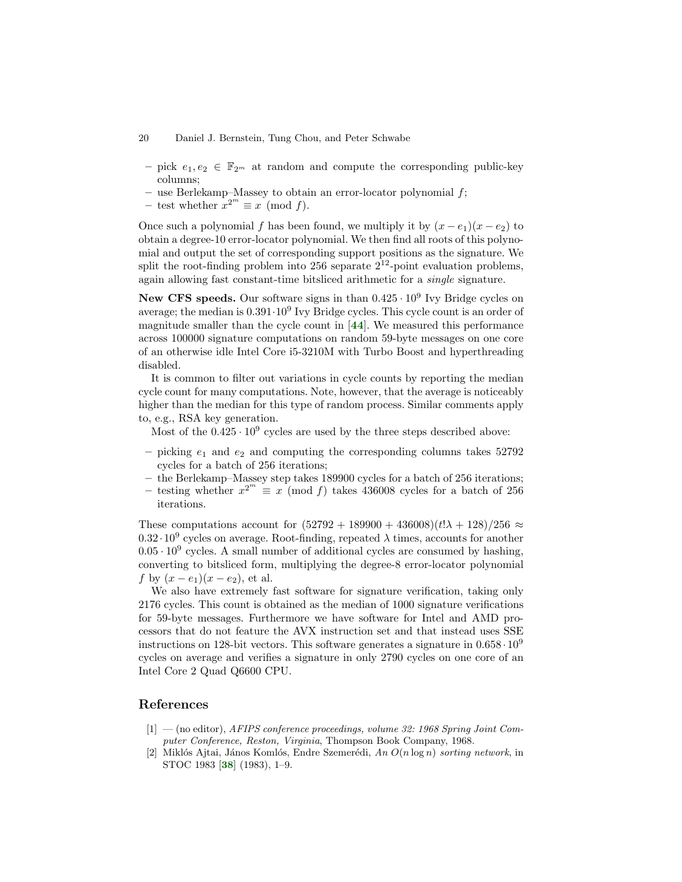- pick $e_1, e_2 \in \mathbb{F}_{2^m}$ at random and compute the corresponding public-key columns;
- use Berlekamp–Massey to obtain an error-locator polynomial $f$;
- test whether $x^{2^m} \equiv x \pmod{f}$.

Once such a polynomial $f$ has been found, we multiply it by $(x - e_1)(x - e_2)$ to obtain a degree-10 error-locator polynomial. We then find all roots of this polynomial and output the set of corresponding support positions as the signature. We split the root-finding problem into 256 separate $2^{12}$-point evaluation problems, again allowing fast constant-time bitsliced arithmetic for a *single* signature.

**New CFS speeds.** Our software signs in than $0.425 \cdot 10^9$ Ivy Bridge cycles on average; the median is $0.391 \cdot 10^9$ Ivy Bridge cycles. This cycle count is an order of magnitude smaller than the cycle count in [44]. We measured this performance across 100000 signature computations on random 59-byte messages on one core of an otherwise idle Intel Core i5-3210M with Turbo Boost and hyperthreading disabled.

It is common to filter out variations in cycle counts by reporting the median cycle count for many computations. Note, however, that the average is noticeably higher than the median for this type of random process. Similar comments apply to, e.g., RSA key generation.

Most of the $0.425 \cdot 10^9$ cycles are used by the three steps described above:

- picking $e_1$ and $e_2$ and computing the corresponding columns takes 52792 cycles for a batch of 256 iterations;
- the Berlekamp–Massey step takes 189900 cycles for a batch of 256 iterations;
- testing whether $x^{2^m} \equiv x \pmod{f}$ takes 436008 cycles for a batch of 256 iterations.

These computations account for $(52792 + 189900 + 436008)(t!\lambda + 128)/256 \approx 0.32 \cdot 10^9$ cycles on average. Root-finding, repeated $\lambda$ times, accounts for another $0.05 \cdot 10^9$ cycles. A small number of additional cycles are consumed by hashing, converting to bitsliced form, multiplying the degree-8 error-locator polynomial $f$ by $(x - e_1)(x - e_2)$, et al.

We also have extremely fast software for signature verification, taking only 2176 cycles. This count is obtained as the median of 1000 signature verifications for 59-byte messages. Furthermore we have software for Intel and AMD processors that do not feature the AVX instruction set and that instead uses SSE instructions on 128-bit vectors. This software generates a signature in $0.658 \cdot 10^9$ cycles on average and verifies a signature in only 2790 cycles on one core of an Intel Core 2 Quad Q6600 CPU.

## References

[1] — (no editor), *AFIPS conference proceedings, volume 32: 1968 Spring Joint Computer Conference, Reston, Virginia*, Thompson Book Company, 1968.

[2] Miklós Ajtai, János Komlós, Endre Szemerédi, *An $O(n \log n)$ sorting network*, in STOC 1983 [38] (1983), 1–9.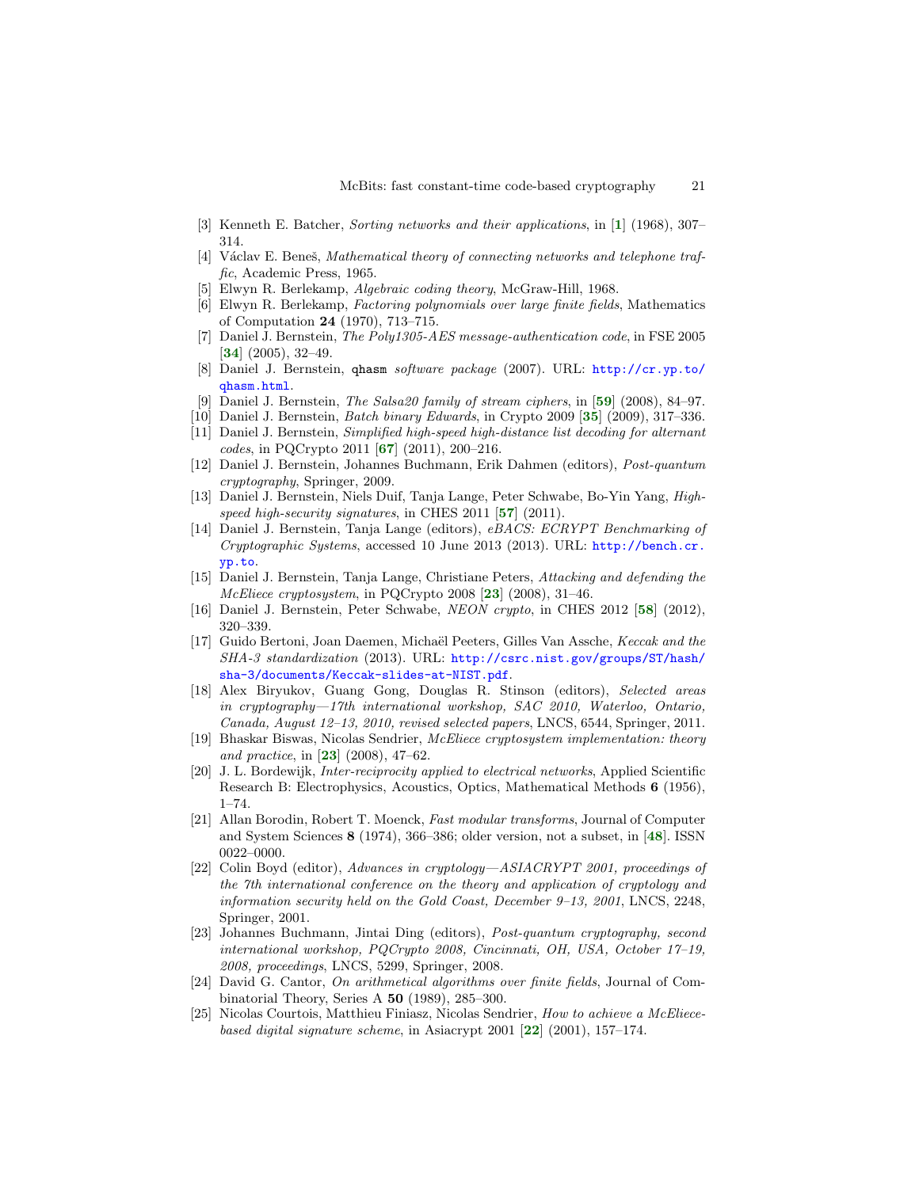[3] Kenneth E. Batcher, *Sorting networks and their applications*, in [**1**] (1968), 307–314.

[4] Václav E. Beneš, *Mathematical theory of connecting networks and telephone traffic*, Academic Press, 1965.

[5] Elwyn R. Berlekamp, *Algebraic coding theory*, McGraw-Hill, 1968.

[6] Elwyn R. Berlekamp, *Factoring polynomials over large finite fields*, Mathematics of Computation **24** (1970), 713–715.

[7] Daniel J. Bernstein, *The Poly1305-AES message-authentication code*, in FSE 2005 [**34**] (2005), 32–49.

[8] Daniel J. Bernstein, `qhasm` *software package* (2007). URL: http://cr.yp.to/qhasm.html.

[9] Daniel J. Bernstein, *The Salsa20 family of stream ciphers*, in [**59**] (2008), 84–97.

[10] Daniel J. Bernstein, *Batch binary Edwards*, in Crypto 2009 [**35**] (2009), 317–336.

[11] Daniel J. Bernstein, *Simplified high-speed high-distance list decoding for alternant codes*, in PQCrypto 2011 [**67**] (2011), 200–216.

[12] Daniel J. Bernstein, Johannes Buchmann, Erik Dahmen (editors), *Post-quantum cryptography*, Springer, 2009.

[13] Daniel J. Bernstein, Niels Duif, Tanja Lange, Peter Schwabe, Bo-Yin Yang, *High-speed high-security signatures*, in CHES 2011 [**57**] (2011).

[14] Daniel J. Bernstein, Tanja Lange (editors), *eBACS: ECRYPT Benchmarking of Cryptographic Systems*, accessed 10 June 2013 (2013). URL: http://bench.cr.yp.to.

[15] Daniel J. Bernstein, Tanja Lange, Christiane Peters, *Attacking and defending the McEliece cryptosystem*, in PQCrypto 2008 [**23**] (2008), 31–46.

[16] Daniel J. Bernstein, Peter Schwabe, *NEON crypto*, in CHES 2012 [**58**] (2012), 320–339.

[17] Guido Bertoni, Joan Daemen, Michaël Peeters, Gilles Van Assche, *Keccak and the SHA-3 standardization* (2013). URL: http://csrc.nist.gov/groups/ST/hash/sha-3/documents/Keccak-slides-at-NIST.pdf.

[18] Alex Biryukov, Guang Gong, Douglas R. Stinson (editors), *Selected areas in cryptography—17th international workshop, SAC 2010, Waterloo, Ontario, Canada, August 12–13, 2010, revised selected papers*, LNCS, 6544, Springer, 2011.

[19] Bhaskar Biswas, Nicolas Sendrier, *McEliece cryptosystem implementation: theory and practice*, in [**23**] (2008), 47–62.

[20] J. L. Bordewijk, *Inter-reciprocity applied to electrical networks*, Applied Scientific Research B: Electrophysics, Acoustics, Optics, Mathematical Methods **6** (1956), 1–74.

[21] Allan Borodin, Robert T. Moenck, *Fast modular transforms*, Journal of Computer and System Sciences **8** (1974), 366–386; older version, not a subset, in [**48**]. ISSN 0022–0000.

[22] Colin Boyd (editor), *Advances in cryptology—ASIACRYPT 2001, proceedings of the 7th international conference on the theory and application of cryptology and information security held on the Gold Coast, December 9–13, 2001*, LNCS, 2248, Springer, 2001.

[23] Johannes Buchmann, Jintai Ding (editors), *Post-quantum cryptography, second international workshop, PQCrypto 2008, Cincinnati, OH, USA, October 17–19, 2008, proceedings*, LNCS, 5299, Springer, 2008.

[24] David G. Cantor, *On arithmetical algorithms over finite fields*, Journal of Combinatorial Theory, Series A **50** (1989), 285–300.

[25] Nicolas Courtois, Matthieu Finiasz, Nicolas Sendrier, *How to achieve a McEliece-based digital signature scheme*, in Asiacrypt 2001 [**22**] (2001), 157–174.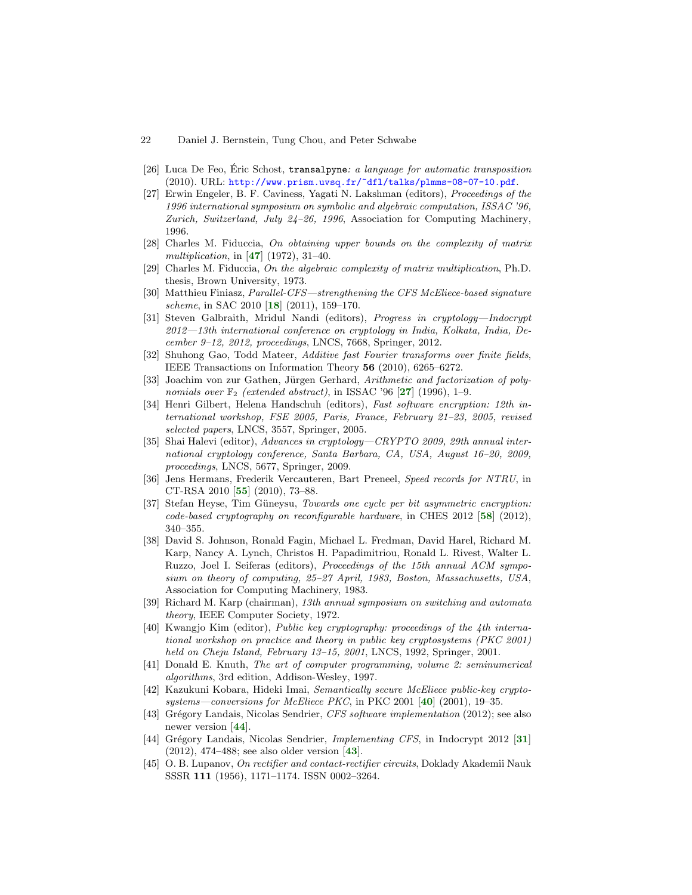[26] Luca De Feo, Éric Schost, `transalpyne`*: a language for automatic transposition* (2010). URL: http://www.prism.uvsq.fr/~dfl/talks/plmms-08-07-10.pdf.

[27] Erwin Engeler, B. F. Caviness, Yagati N. Lakshman (editors), *Proceedings of the 1996 international symposium on symbolic and algebraic computation, ISSAC '96, Zurich, Switzerland, July 24–26, 1996*, Association for Computing Machinery, 1996.

[28] Charles M. Fiduccia, *On obtaining upper bounds on the complexity of matrix multiplication*, in [**47**] (1972), 31–40.

[29] Charles M. Fiduccia, *On the algebraic complexity of matrix multiplication*, Ph.D. thesis, Brown University, 1973.

[30] Matthieu Finiasz, *Parallel-CFS—strengthening the CFS McEliece-based signature scheme*, in SAC 2010 [**18**] (2011), 159–170.

[31] Steven Galbraith, Mridul Nandi (editors), *Progress in cryptology—Indocrypt 2012—13th international conference on cryptology in India, Kolkata, India, December 9–12, 2012, proceedings*, LNCS, 7668, Springer, 2012.

[32] Shuhong Gao, Todd Mateer, *Additive fast Fourier transforms over finite fields*, IEEE Transactions on Information Theory **56** (2010), 6265–6272.

[33] Joachim von zur Gathen, Jürgen Gerhard, *Arithmetic and factorization of polynomials over $\mathbb{F}_2$ (extended abstract)*, in ISSAC '96 [**27**] (1996), 1–9.

[34] Henri Gilbert, Helena Handschuh (editors), *Fast software encryption: 12th international workshop, FSE 2005, Paris, France, February 21–23, 2005, revised selected papers*, LNCS, 3557, Springer, 2005.

[35] Shai Halevi (editor), *Advances in cryptology—CRYPTO 2009, 29th annual international cryptology conference, Santa Barbara, CA, USA, August 16–20, 2009, proceedings*, LNCS, 5677, Springer, 2009.

[36] Jens Hermans, Frederik Vercauteren, Bart Preneel, *Speed records for NTRU*, in CT-RSA 2010 [**55**] (2010), 73–88.

[37] Stefan Heyse, Tim Güneysu, *Towards one cycle per bit asymmetric encryption: code-based cryptography on reconfigurable hardware*, in CHES 2012 [**58**] (2012), 340–355.

[38] David S. Johnson, Ronald Fagin, Michael L. Fredman, David Harel, Richard M. Karp, Nancy A. Lynch, Christos H. Papadimitriou, Ronald L. Rivest, Walter L. Ruzzo, Joel I. Seiferas (editors), *Proceedings of the 15th annual ACM symposium on theory of computing, 25–27 April, 1983, Boston, Massachusetts, USA*, Association for Computing Machinery, 1983.

[39] Richard M. Karp (chairman), *13th annual symposium on switching and automata theory*, IEEE Computer Society, 1972.

[40] Kwangjo Kim (editor), *Public key cryptography: proceedings of the 4th international workshop on practice and theory in public key cryptosystems (PKC 2001) held on Cheju Island, February 13–15, 2001*, LNCS, 1992, Springer, 2001.

[41] Donald E. Knuth, *The art of computer programming, volume 2: seminumerical algorithms*, 3rd edition, Addison-Wesley, 1997.

[42] Kazukuni Kobara, Hideki Imai, *Semantically secure McEliece public-key cryptosystems—conversions for McEliece PKC*, in PKC 2001 [**40**] (2001), 19–35.

[43] Grégory Landais, Nicolas Sendrier, *CFS software implementation* (2012); see also newer version [**44**].

[44] Grégory Landais, Nicolas Sendrier, *Implementing CFS*, in Indocrypt 2012 [**31**] (2012), 474–488; see also older version [**43**].

[45] O. B. Lupanov, *On rectifier and contact-rectifier circuits*, Doklady Akademii Nauk SSSR **111** (1956), 1171–1174. ISSN 0002–3264.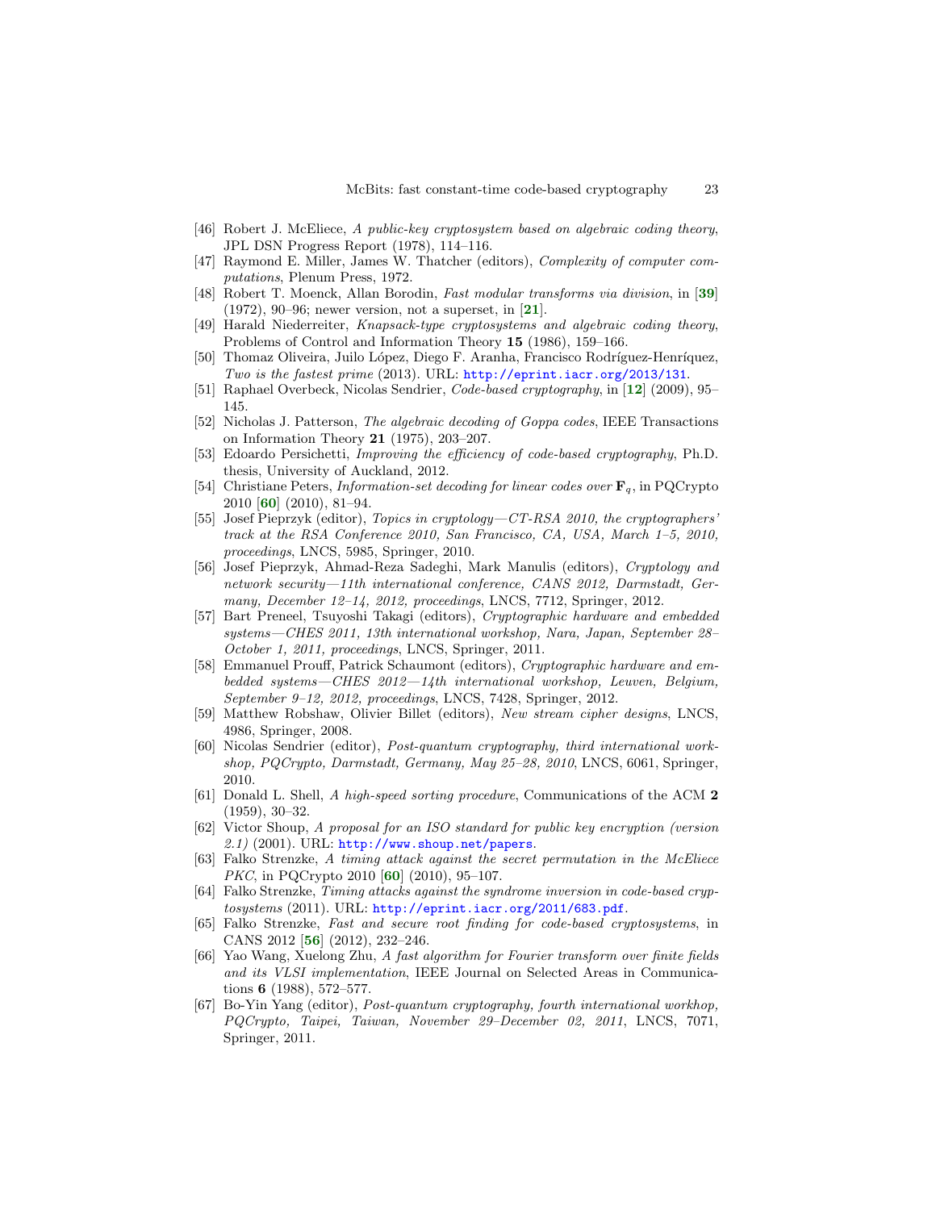[46] Robert J. McEliece, *A public-key cryptosystem based on algebraic coding theory*, JPL DSN Progress Report (1978), 114–116.

[47] Raymond E. Miller, James W. Thatcher (editors), *Complexity of computer computations*, Plenum Press, 1972.

[48] Robert T. Moenck, Allan Borodin, *Fast modular transforms via division*, in [**39**] (1972), 90–96; newer version, not a superset, in [**21**].

[49] Harald Niederreiter, *Knapsack-type cryptosystems and algebraic coding theory*, Problems of Control and Information Theory **15** (1986), 159–166.

[50] Thomaz Oliveira, Juilo López, Diego F. Aranha, Francisco Rodríguez-Henríquez, *Two is the fastest prime* (2013). URL: http://eprint.iacr.org/2013/131.

[51] Raphael Overbeck, Nicolas Sendrier, *Code-based cryptography*, in [**12**] (2009), 95–145.

[52] Nicholas J. Patterson, *The algebraic decoding of Goppa codes*, IEEE Transactions on Information Theory **21** (1975), 203–207.

[53] Edoardo Persichetti, *Improving the efficiency of code-based cryptography*, Ph.D. thesis, University of Auckland, 2012.

[54] Christiane Peters, *Information-set decoding for linear codes over* $\mathbf{F}_q$, in PQCrypto 2010 [**60**] (2010), 81–94.

[55] Josef Pieprzyk (editor), *Topics in cryptology—CT-RSA 2010, the cryptographers' track at the RSA Conference 2010, San Francisco, CA, USA, March 1–5, 2010, proceedings*, LNCS, 5985, Springer, 2010.

[56] Josef Pieprzyk, Ahmad-Reza Sadeghi, Mark Manulis (editors), *Cryptology and network security—11th international conference, CANS 2012, Darmstadt, Germany, December 12–14, 2012, proceedings*, LNCS, 7712, Springer, 2012.

[57] Bart Preneel, Tsuyoshi Takagi (editors), *Cryptographic hardware and embedded systems—CHES 2011, 13th international workshop, Nara, Japan, September 28–October 1, 2011, proceedings*, LNCS, Springer, 2011.

[58] Emmanuel Prouff, Patrick Schaumont (editors), *Cryptographic hardware and embedded systems—CHES 2012—14th international workshop, Leuven, Belgium, September 9–12, 2012, proceedings*, LNCS, 7428, Springer, 2012.

[59] Matthew Robshaw, Olivier Billet (editors), *New stream cipher designs*, LNCS, 4986, Springer, 2008.

[60] Nicolas Sendrier (editor), *Post-quantum cryptography, third international workshop, PQCrypto, Darmstadt, Germany, May 25–28, 2010*, LNCS, 6061, Springer, 2010.

[61] Donald L. Shell, *A high-speed sorting procedure*, Communications of the ACM **2** (1959), 30–32.

[62] Victor Shoup, *A proposal for an ISO standard for public key encryption (version 2.1)* (2001). URL: http://www.shoup.net/papers.

[63] Falko Strenzke, *A timing attack against the secret permutation in the McEliece PKC*, in PQCrypto 2010 [**60**] (2010), 95–107.

[64] Falko Strenzke, *Timing attacks against the syndrome inversion in code-based cryptosystems* (2011). URL: http://eprint.iacr.org/2011/683.pdf.

[65] Falko Strenzke, *Fast and secure root finding for code-based cryptosystems*, in CANS 2012 [**56**] (2012), 232–246.

[66] Yao Wang, Xuelong Zhu, *A fast algorithm for Fourier transform over finite fields and its VLSI implementation*, IEEE Journal on Selected Areas in Communications **6** (1988), 572–577.

[67] Bo-Yin Yang (editor), *Post-quantum cryptography, fourth international workhop, PQCrypto, Taipei, Taiwan, November 29–December 02, 2011*, LNCS, 7071, Springer, 2011.